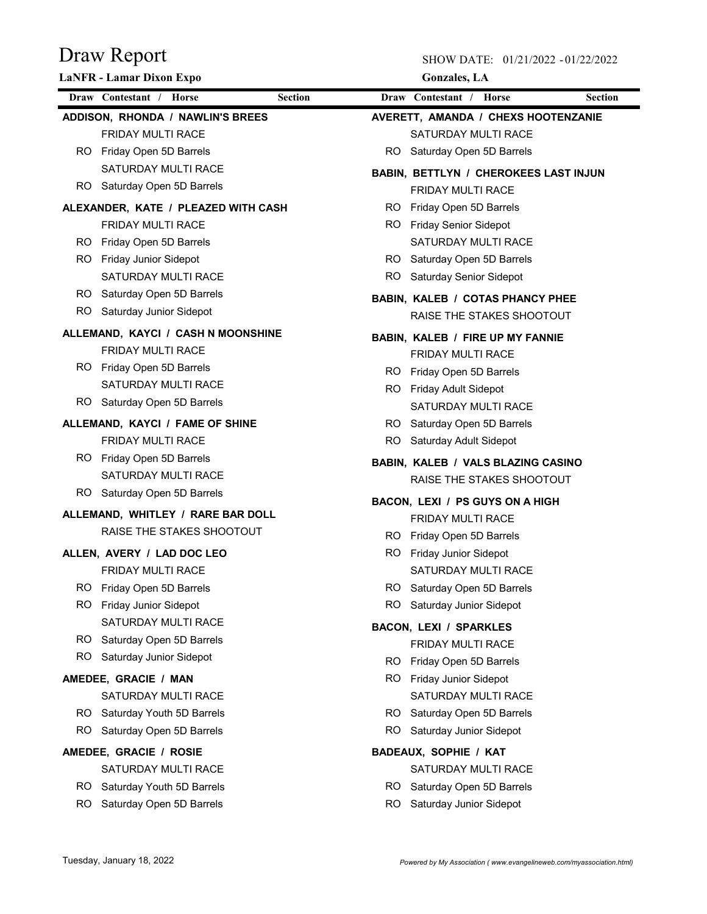# Draw Report

**LaNFR - Lamar Dixon Expo**

SHOW DATE: 01/21/2022 - 01/22/2022

**Gonzales, LA**

| Draw | Contestant / Horse | Section |
|---|---|---|

**ADDISON, RHONDA / NAWLIN'S BREES**
- FRIDAY MULTI RACE
- RO Friday Open 5D Barrels
- SATURDAY MULTI RACE
- RO Saturday Open 5D Barrels

**ALEXANDER, KATE / PLEAZED WITH CASH**
- FRIDAY MULTI RACE
- RO Friday Open 5D Barrels
- RO Friday Junior Sidepot
- SATURDAY MULTI RACE
- RO Saturday Open 5D Barrels
- RO Saturday Junior Sidepot

**ALLEMAND, KAYCI / CASH N MOONSHINE**
- FRIDAY MULTI RACE
- RO Friday Open 5D Barrels
- SATURDAY MULTI RACE
- RO Saturday Open 5D Barrels

**ALLEMAND, KAYCI / FAME OF SHINE**
- FRIDAY MULTI RACE
- RO Friday Open 5D Barrels
- SATURDAY MULTI RACE
- RO Saturday Open 5D Barrels

**ALLEMAND, WHITLEY / RARE BAR DOLL**
- RAISE THE STAKES SHOOTOUT

**ALLEN, AVERY / LAD DOC LEO**
- FRIDAY MULTI RACE
- RO Friday Open 5D Barrels
- RO Friday Junior Sidepot
- SATURDAY MULTI RACE
- RO Saturday Open 5D Barrels
- RO Saturday Junior Sidepot

**AMEDEE, GRACIE / MAN**
- SATURDAY MULTI RACE
- RO Saturday Youth 5D Barrels
- RO Saturday Open 5D Barrels

**AMEDEE, GRACIE / ROSIE**
- SATURDAY MULTI RACE
- RO Saturday Youth 5D Barrels
- RO Saturday Open 5D Barrels

**AVERETT, AMANDA / CHEXS HOOTENZANIE**
- SATURDAY MULTI RACE
- RO Saturday Open 5D Barrels

**BABIN, BETTLYN / CHEROKEES LAST INJUN**
- FRIDAY MULTI RACE
- RO Friday Open 5D Barrels
- RO Friday Senior Sidepot
- SATURDAY MULTI RACE
- RO Saturday Open 5D Barrels
- RO Saturday Senior Sidepot

**BABIN, KALEB / COTAS PHANCY PHEE**
- RAISE THE STAKES SHOOTOUT

**BABIN, KALEB / FIRE UP MY FANNIE**
- FRIDAY MULTI RACE
- RO Friday Open 5D Barrels
- RO Friday Adult Sidepot
- SATURDAY MULTI RACE
- RO Saturday Open 5D Barrels
- RO Saturday Adult Sidepot

**BABIN, KALEB / VALS BLAZING CASINO**
- RAISE THE STAKES SHOOTOUT

**BACON, LEXI / PS GUYS ON A HIGH**
- FRIDAY MULTI RACE
- RO Friday Open 5D Barrels
- RO Friday Junior Sidepot
- SATURDAY MULTI RACE
- RO Saturday Open 5D Barrels
- RO Saturday Junior Sidepot

**BACON, LEXI / SPARKLES**
- FRIDAY MULTI RACE
- RO Friday Open 5D Barrels
- RO Friday Junior Sidepot
- SATURDAY MULTI RACE
- RO Saturday Open 5D Barrels
- RO Saturday Junior Sidepot

**BADEAUX, SOPHIE / KAT**
- SATURDAY MULTI RACE
- RO Saturday Open 5D Barrels
- RO Saturday Junior Sidepot

Tuesday, January 18, 2022

*Powered by My Association ( www.evangelineweb.com/myassociation.html)*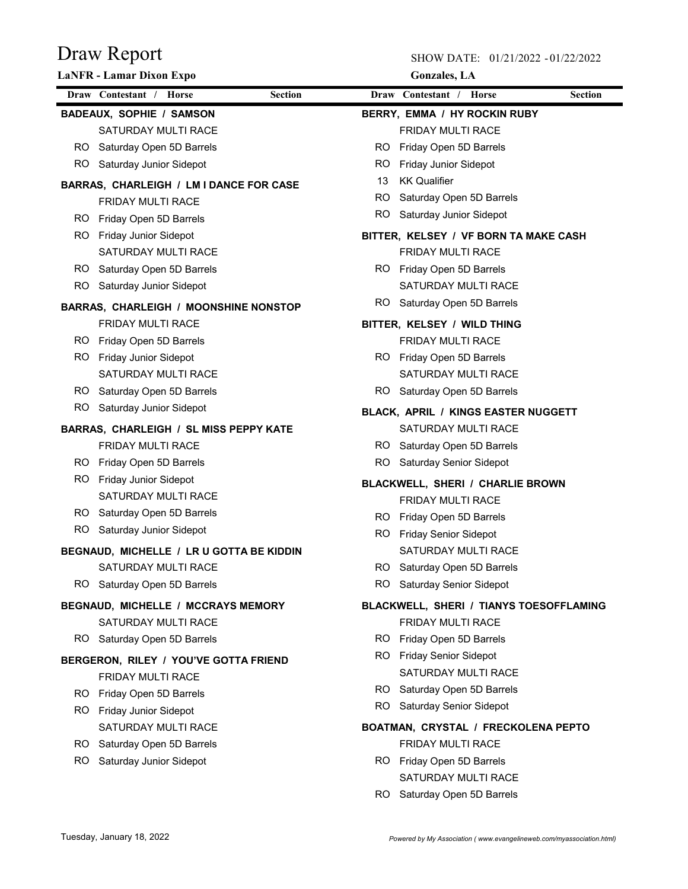# Draw Report

**LaNFR - Lamar Dixon Expo**

SHOW DATE: 01/21/2022 - 01/22/2022

**Gonzales, LA**

| Draw | Contestant / Horse | Section |
|---|---|---|

**BADEAUX, SOPHIE / SAMSON**

| Draw | Section |
|---|---|
| | SATURDAY MULTI RACE |
| RO | Saturday Open 5D Barrels |
| RO | Saturday Junior Sidepot |

**BARRAS, CHARLEIGH / LM I DANCE FOR CASE**

| Draw | Section |
|---|---|
| | FRIDAY MULTI RACE |
| RO | Friday Open 5D Barrels |
| RO | Friday Junior Sidepot |
| | SATURDAY MULTI RACE |
| RO | Saturday Open 5D Barrels |
| RO | Saturday Junior Sidepot |

**BARRAS, CHARLEIGH / MOONSHINE NONSTOP**

| Draw | Section |
|---|---|
| | FRIDAY MULTI RACE |
| RO | Friday Open 5D Barrels |
| RO | Friday Junior Sidepot |
| | SATURDAY MULTI RACE |
| RO | Saturday Open 5D Barrels |
| RO | Saturday Junior Sidepot |

**BARRAS, CHARLEIGH / SL MISS PEPPY KATE**

| Draw | Section |
|---|---|
| | FRIDAY MULTI RACE |
| RO | Friday Open 5D Barrels |
| RO | Friday Junior Sidepot |
| | SATURDAY MULTI RACE |
| RO | Saturday Open 5D Barrels |
| RO | Saturday Junior Sidepot |

**BEGNAUD, MICHELLE / LR U GOTTA BE KIDDIN**

| Draw | Section |
|---|---|
| | SATURDAY MULTI RACE |
| RO | Saturday Open 5D Barrels |

**BEGNAUD, MICHELLE / MCCRAYS MEMORY**

| Draw | Section |
|---|---|
| | SATURDAY MULTI RACE |
| RO | Saturday Open 5D Barrels |

**BERGERON, RILEY / YOU'VE GOTTA FRIEND**

| Draw | Section |
|---|---|
| | FRIDAY MULTI RACE |
| RO | Friday Open 5D Barrels |
| RO | Friday Junior Sidepot |
| | SATURDAY MULTI RACE |
| RO | Saturday Open 5D Barrels |
| RO | Saturday Junior Sidepot |

**BERRY, EMMA / HY ROCKIN RUBY**

| Draw | Section |
|---|---|
| | FRIDAY MULTI RACE |
| RO | Friday Open 5D Barrels |
| RO | Friday Junior Sidepot |
| 13 | KK Qualifier |
| RO | Saturday Open 5D Barrels |
| RO | Saturday Junior Sidepot |

**BITTER, KELSEY / VF BORN TA MAKE CASH**

| Draw | Section |
|---|---|
| | FRIDAY MULTI RACE |
| RO | Friday Open 5D Barrels |
| | SATURDAY MULTI RACE |
| RO | Saturday Open 5D Barrels |

**BITTER, KELSEY / WILD THING**

| Draw | Section |
|---|---|
| | FRIDAY MULTI RACE |
| RO | Friday Open 5D Barrels |
| | SATURDAY MULTI RACE |
| RO | Saturday Open 5D Barrels |

**BLACK, APRIL / KINGS EASTER NUGGETT**

| Draw | Section |
|---|---|
| | SATURDAY MULTI RACE |
| RO | Saturday Open 5D Barrels |
| RO | Saturday Senior Sidepot |

**BLACKWELL, SHERI / CHARLIE BROWN**

| Draw | Section |
|---|---|
| | FRIDAY MULTI RACE |
| RO | Friday Open 5D Barrels |
| RO | Friday Senior Sidepot |
| | SATURDAY MULTI RACE |
| RO | Saturday Open 5D Barrels |
| RO | Saturday Senior Sidepot |

**BLACKWELL, SHERI / TIANYS TOESOFFLAMING**

| Draw | Section |
|---|---|
| | FRIDAY MULTI RACE |
| RO | Friday Open 5D Barrels |
| RO | Friday Senior Sidepot |
| | SATURDAY MULTI RACE |
| RO | Saturday Open 5D Barrels |
| RO | Saturday Senior Sidepot |

**BOATMAN, CRYSTAL / FRECKOLENA PEPTO**

| Draw | Section |
|---|---|
| | FRIDAY MULTI RACE |
| RO | Friday Open 5D Barrels |
| | SATURDAY MULTI RACE |
| RO | Saturday Open 5D Barrels |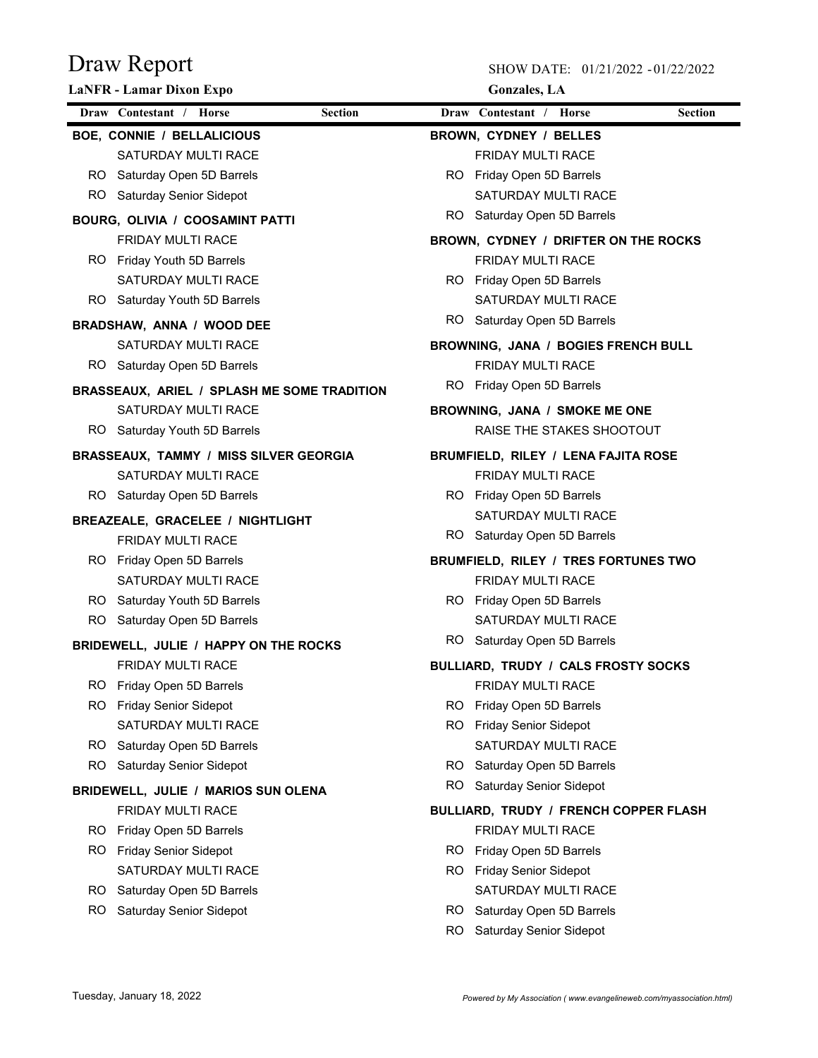# Draw Report

**LaNFR - Lamar Dixon Expo**

SHOW DATE: 01/21/2022 - 01/22/2022

**Gonzales, LA**

| Draw | Contestant / Horse | Section |
|---|---|---|

**BOE, CONNIE / BELLALICIOUS**

- SATURDAY MULTI RACE
- RO Saturday Open 5D Barrels
- RO Saturday Senior Sidepot

**BOURG, OLIVIA / COOSAMINT PATTI**

- FRIDAY MULTI RACE
- RO Friday Youth 5D Barrels
- SATURDAY MULTI RACE
- RO Saturday Youth 5D Barrels

**BRADSHAW, ANNA / WOOD DEE**

- SATURDAY MULTI RACE
- RO Saturday Open 5D Barrels

**BRASSEAUX, ARIEL / SPLASH ME SOME TRADITION**

- SATURDAY MULTI RACE
- RO Saturday Youth 5D Barrels

**BRASSEAUX, TAMMY / MISS SILVER GEORGIA**

- SATURDAY MULTI RACE
- RO Saturday Open 5D Barrels

**BREAZEALE, GRACELEE / NIGHTLIGHT**

- FRIDAY MULTI RACE
- RO Friday Open 5D Barrels
- SATURDAY MULTI RACE
- RO Saturday Youth 5D Barrels
- RO Saturday Open 5D Barrels

**BRIDEWELL, JULIE / HAPPY ON THE ROCKS**

- FRIDAY MULTI RACE
- RO Friday Open 5D Barrels
- RO Friday Senior Sidepot
- SATURDAY MULTI RACE
- RO Saturday Open 5D Barrels
- RO Saturday Senior Sidepot

**BRIDEWELL, JULIE / MARIOS SUN OLENA**

- FRIDAY MULTI RACE
- RO Friday Open 5D Barrels
- RO Friday Senior Sidepot
- SATURDAY MULTI RACE
- RO Saturday Open 5D Barrels
- RO Saturday Senior Sidepot

**BROWN, CYDNEY / BELLES**

- FRIDAY MULTI RACE
- RO Friday Open 5D Barrels
- SATURDAY MULTI RACE
- RO Saturday Open 5D Barrels

**BROWN, CYDNEY / DRIFTER ON THE ROCKS**

- FRIDAY MULTI RACE
- RO Friday Open 5D Barrels
- SATURDAY MULTI RACE
- RO Saturday Open 5D Barrels

**BROWNING, JANA / BOGIES FRENCH BULL**

- FRIDAY MULTI RACE
- RO Friday Open 5D Barrels

**BROWNING, JANA / SMOKE ME ONE**

- RAISE THE STAKES SHOOTOUT

**BRUMFIELD, RILEY / LENA FAJITA ROSE**

- FRIDAY MULTI RACE
- RO Friday Open 5D Barrels
- SATURDAY MULTI RACE
- RO Saturday Open 5D Barrels

**BRUMFIELD, RILEY / TRES FORTUNES TWO**

- FRIDAY MULTI RACE
- RO Friday Open 5D Barrels
- SATURDAY MULTI RACE
- RO Saturday Open 5D Barrels

**BULLIARD, TRUDY / CALS FROSTY SOCKS**

- FRIDAY MULTI RACE
- RO Friday Open 5D Barrels
- RO Friday Senior Sidepot
- SATURDAY MULTI RACE
- RO Saturday Open 5D Barrels
- RO Saturday Senior Sidepot

**BULLIARD, TRUDY / FRENCH COPPER FLASH**

- FRIDAY MULTI RACE
- RO Friday Open 5D Barrels
- RO Friday Senior Sidepot
- SATURDAY MULTI RACE
- RO Saturday Open 5D Barrels
- RO Saturday Senior Sidepot

Tuesday, January 18, 2022

*Powered by My Association ( www.evangelineweb.com/myassociation.html)*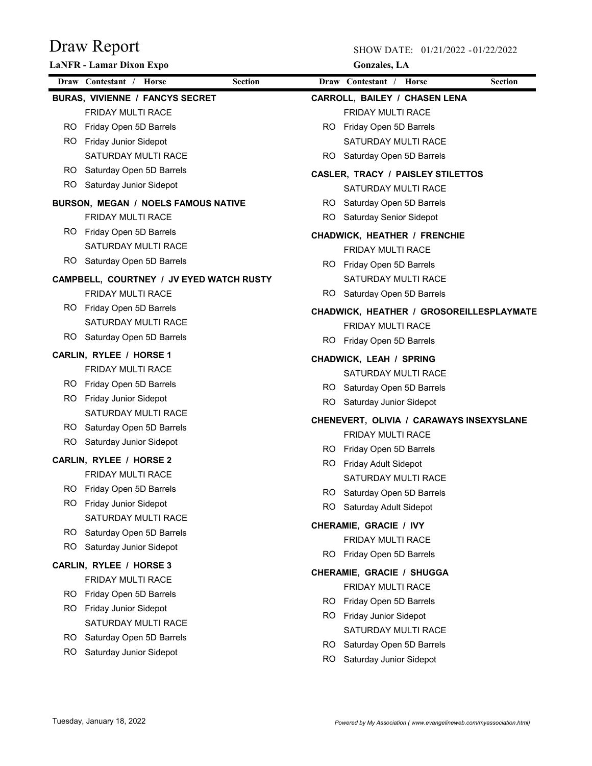# Draw Report

**LaNFR - Lamar Dixon Expo**

SHOW DATE: 01/21/2022 - 01/22/2022

**Gonzales, LA**

| Draw | Contestant / Horse | Section |
|---|---|---|
| | **BURAS, VIVIENNE / FANCYS SECRET** | |
| | FRIDAY MULTI RACE | |
| RO | Friday Open 5D Barrels | |
| RO | Friday Junior Sidepot | |
| | SATURDAY MULTI RACE | |
| RO | Saturday Open 5D Barrels | |
| RO | Saturday Junior Sidepot | |
| | **BURSON, MEGAN / NOELS FAMOUS NATIVE** | |
| | FRIDAY MULTI RACE | |
| RO | Friday Open 5D Barrels | |
| | SATURDAY MULTI RACE | |
| RO | Saturday Open 5D Barrels | |
| | **CAMPBELL, COURTNEY / JV EYED WATCH RUSTY** | |
| | FRIDAY MULTI RACE | |
| RO | Friday Open 5D Barrels | |
| | SATURDAY MULTI RACE | |
| RO | Saturday Open 5D Barrels | |
| | **CARLIN, RYLEE / HORSE 1** | |
| | FRIDAY MULTI RACE | |
| RO | Friday Open 5D Barrels | |
| RO | Friday Junior Sidepot | |
| | SATURDAY MULTI RACE | |
| RO | Saturday Open 5D Barrels | |
| RO | Saturday Junior Sidepot | |
| | **CARLIN, RYLEE / HORSE 2** | |
| | FRIDAY MULTI RACE | |
| RO | Friday Open 5D Barrels | |
| RO | Friday Junior Sidepot | |
| | SATURDAY MULTI RACE | |
| RO | Saturday Open 5D Barrels | |
| RO | Saturday Junior Sidepot | |
| | **CARLIN, RYLEE / HORSE 3** | |
| | FRIDAY MULTI RACE | |
| RO | Friday Open 5D Barrels | |
| RO | Friday Junior Sidepot | |
| | SATURDAY MULTI RACE | |
| RO | Saturday Open 5D Barrels | |
| RO | Saturday Junior Sidepot | |
| | **CARROLL, BAILEY / CHASEN LENA** | |
| | FRIDAY MULTI RACE | |
| RO | Friday Open 5D Barrels | |
| | SATURDAY MULTI RACE | |
| RO | Saturday Open 5D Barrels | |
| | **CASLER, TRACY / PAISLEY STILETTOS** | |
| | SATURDAY MULTI RACE | |
| RO | Saturday Open 5D Barrels | |
| RO | Saturday Senior Sidepot | |
| | **CHADWICK, HEATHER / FRENCHIE** | |
| | FRIDAY MULTI RACE | |
| RO | Friday Open 5D Barrels | |
| | SATURDAY MULTI RACE | |
| RO | Saturday Open 5D Barrels | |
| | **CHADWICK, HEATHER / GROSOREILLESPLAYMATE** | |
| | FRIDAY MULTI RACE | |
| RO | Friday Open 5D Barrels | |
| | **CHADWICK, LEAH / SPRING** | |
| | SATURDAY MULTI RACE | |
| RO | Saturday Open 5D Barrels | |
| RO | Saturday Junior Sidepot | |
| | **CHENEVERT, OLIVIA / CARAWAYS INSEXYSLANE** | |
| | FRIDAY MULTI RACE | |
| RO | Friday Open 5D Barrels | |
| RO | Friday Adult Sidepot | |
| | SATURDAY MULTI RACE | |
| RO | Saturday Open 5D Barrels | |
| RO | Saturday Adult Sidepot | |
| | **CHERAMIE, GRACIE / IVY** | |
| | FRIDAY MULTI RACE | |
| RO | Friday Open 5D Barrels | |
| | **CHERAMIE, GRACIE / SHUGGA** | |
| | FRIDAY MULTI RACE | |
| RO | Friday Open 5D Barrels | |
| RO | Friday Junior Sidepot | |
| | SATURDAY MULTI RACE | |
| RO | Saturday Open 5D Barrels | |
| RO | Saturday Junior Sidepot | |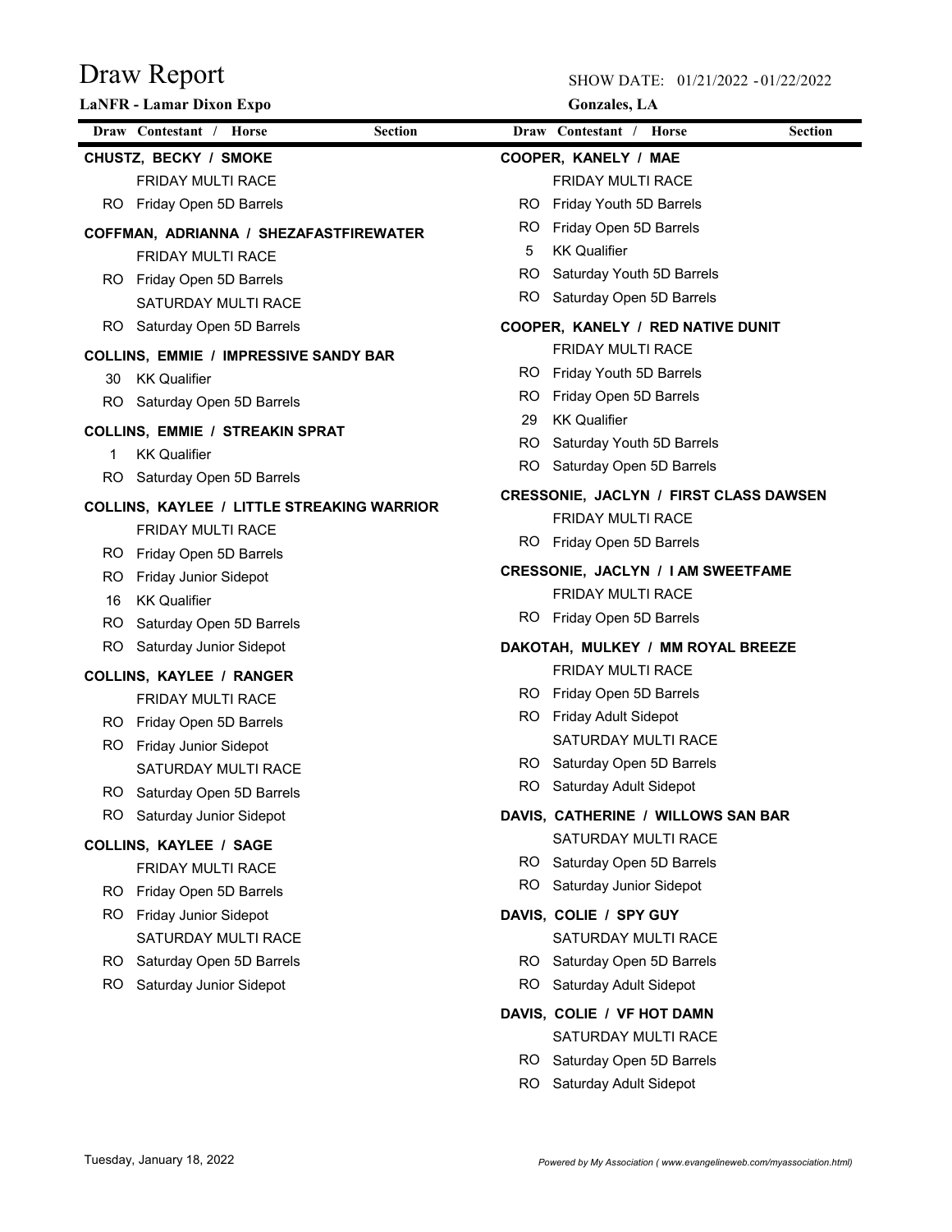# Draw Report

**LaNFR - Lamar Dixon Expo**

SHOW DATE: 01/21/2022 - 01/22/2022

**Gonzales, LA**

| Draw | Contestant / Horse | Section |
|---|---|---|
| | **CHUSTZ, BECKY / SMOKE** | |
| | FRIDAY MULTI RACE | |
| RO | Friday Open 5D Barrels | |
| | **COFFMAN, ADRIANNA / SHEZAFASTFIREWATER** | |
| | FRIDAY MULTI RACE | |
| RO | Friday Open 5D Barrels | |
| | SATURDAY MULTI RACE | |
| RO | Saturday Open 5D Barrels | |
| | **COLLINS, EMMIE / IMPRESSIVE SANDY BAR** | |
| 30 | KK Qualifier | |
| RO | Saturday Open 5D Barrels | |
| | **COLLINS, EMMIE / STREAKIN SPRAT** | |
| 1 | KK Qualifier | |
| RO | Saturday Open 5D Barrels | |
| | **COLLINS, KAYLEE / LITTLE STREAKING WARRIOR** | |
| | FRIDAY MULTI RACE | |
| RO | Friday Open 5D Barrels | |
| RO | Friday Junior Sidepot | |
| 16 | KK Qualifier | |
| RO | Saturday Open 5D Barrels | |
| RO | Saturday Junior Sidepot | |
| | **COLLINS, KAYLEE / RANGER** | |
| | FRIDAY MULTI RACE | |
| RO | Friday Open 5D Barrels | |
| RO | Friday Junior Sidepot | |
| | SATURDAY MULTI RACE | |
| RO | Saturday Open 5D Barrels | |
| RO | Saturday Junior Sidepot | |
| | **COLLINS, KAYLEE / SAGE** | |
| | FRIDAY MULTI RACE | |
| RO | Friday Open 5D Barrels | |
| RO | Friday Junior Sidepot | |
| | SATURDAY MULTI RACE | |
| RO | Saturday Open 5D Barrels | |
| RO | Saturday Junior Sidepot | |
| | **COOPER, KANELY / MAE** | |
| | FRIDAY MULTI RACE | |
| RO | Friday Youth 5D Barrels | |
| RO | Friday Open 5D Barrels | |
| 5 | KK Qualifier | |
| RO | Saturday Youth 5D Barrels | |
| RO | Saturday Open 5D Barrels | |
| | **COOPER, KANELY / RED NATIVE DUNIT** | |
| | FRIDAY MULTI RACE | |
| RO | Friday Youth 5D Barrels | |
| RO | Friday Open 5D Barrels | |
| 29 | KK Qualifier | |
| RO | Saturday Youth 5D Barrels | |
| RO | Saturday Open 5D Barrels | |
| | **CRESSONIE, JACLYN / FIRST CLASS DAWSEN** | |
| | FRIDAY MULTI RACE | |
| RO | Friday Open 5D Barrels | |
| | **CRESSONIE, JACLYN / I AM SWEETFAME** | |
| | FRIDAY MULTI RACE | |
| RO | Friday Open 5D Barrels | |
| | **DAKOTAH, MULKEY / MM ROYAL BREEZE** | |
| | FRIDAY MULTI RACE | |
| RO | Friday Open 5D Barrels | |
| RO | Friday Adult Sidepot | |
| | SATURDAY MULTI RACE | |
| RO | Saturday Open 5D Barrels | |
| RO | Saturday Adult Sidepot | |
| | **DAVIS, CATHERINE / WILLOWS SAN BAR** | |
| | SATURDAY MULTI RACE | |
| RO | Saturday Open 5D Barrels | |
| RO | Saturday Junior Sidepot | |
| | **DAVIS, COLIE / SPY GUY** | |
| | SATURDAY MULTI RACE | |
| RO | Saturday Open 5D Barrels | |
| RO | Saturday Adult Sidepot | |
| | **DAVIS, COLIE / VF HOT DAMN** | |
| | SATURDAY MULTI RACE | |
| RO | Saturday Open 5D Barrels | |
| RO | Saturday Adult Sidepot | |

Tuesday, January 18, 2022

*Powered by My Association ( www.evangelineweb.com/myassociation.html)*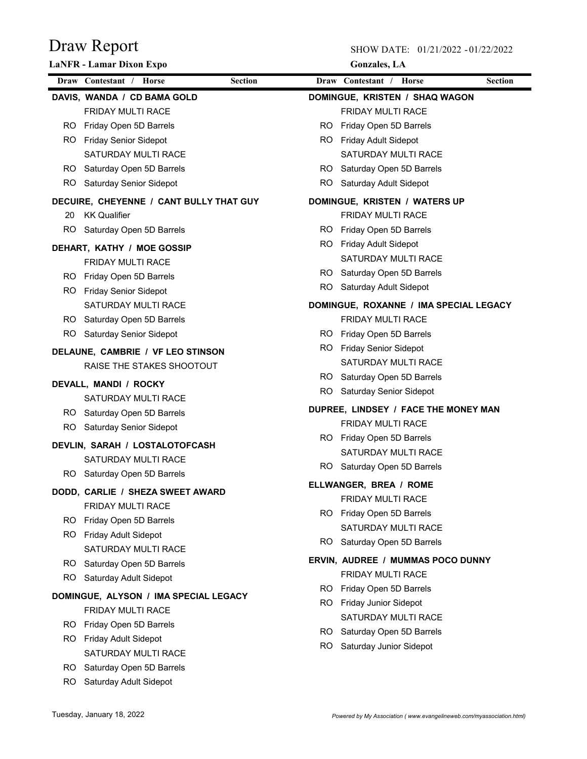# Draw Report

**LaNFR - Lamar Dixon Expo**

SHOW DATE: 01/21/2022 - 01/22/2022

**Gonzales, LA**

| Draw | Contestant / Horse | Section |
|---|---|---|
| | **DAVIS, WANDA / CD BAMA GOLD** | |
| | FRIDAY MULTI RACE | |
| RO | Friday Open 5D Barrels | |
| RO | Friday Senior Sidepot | |
| | SATURDAY MULTI RACE | |
| RO | Saturday Open 5D Barrels | |
| RO | Saturday Senior Sidepot | |
| | **DECUIRE, CHEYENNE / CANT BULLY THAT GUY** | |
| 20 | KK Qualifier | |
| RO | Saturday Open 5D Barrels | |
| | **DEHART, KATHY / MOE GOSSIP** | |
| | FRIDAY MULTI RACE | |
| RO | Friday Open 5D Barrels | |
| RO | Friday Senior Sidepot | |
| | SATURDAY MULTI RACE | |
| RO | Saturday Open 5D Barrels | |
| RO | Saturday Senior Sidepot | |
| | **DELAUNE, CAMBRIE / VF LEO STINSON** | |
| | RAISE THE STAKES SHOOTOUT | |
| | **DEVALL, MANDI / ROCKY** | |
| | SATURDAY MULTI RACE | |
| RO | Saturday Open 5D Barrels | |
| RO | Saturday Senior Sidepot | |
| | **DEVLIN, SARAH / LOSTALOTOFCASH** | |
| | SATURDAY MULTI RACE | |
| RO | Saturday Open 5D Barrels | |
| | **DODD, CARLIE / SHEZA SWEET AWARD** | |
| | FRIDAY MULTI RACE | |
| RO | Friday Open 5D Barrels | |
| RO | Friday Adult Sidepot | |
| | SATURDAY MULTI RACE | |
| RO | Saturday Open 5D Barrels | |
| RO | Saturday Adult Sidepot | |
| | **DOMINGUE, ALYSON / IMA SPECIAL LEGACY** | |
| | FRIDAY MULTI RACE | |
| RO | Friday Open 5D Barrels | |
| RO | Friday Adult Sidepot | |
| | SATURDAY MULTI RACE | |
| RO | Saturday Open 5D Barrels | |
| RO | Saturday Adult Sidepot | |
| | **DOMINGUE, KRISTEN / SHAQ WAGON** | |
| | FRIDAY MULTI RACE | |
| RO | Friday Open 5D Barrels | |
| RO | Friday Adult Sidepot | |
| | SATURDAY MULTI RACE | |
| RO | Saturday Open 5D Barrels | |
| RO | Saturday Adult Sidepot | |
| | **DOMINGUE, KRISTEN / WATERS UP** | |
| | FRIDAY MULTI RACE | |
| RO | Friday Open 5D Barrels | |
| RO | Friday Adult Sidepot | |
| | SATURDAY MULTI RACE | |
| RO | Saturday Open 5D Barrels | |
| RO | Saturday Adult Sidepot | |
| | **DOMINGUE, ROXANNE / IMA SPECIAL LEGACY** | |
| | FRIDAY MULTI RACE | |
| RO | Friday Open 5D Barrels | |
| RO | Friday Senior Sidepot | |
| | SATURDAY MULTI RACE | |
| RO | Saturday Open 5D Barrels | |
| RO | Saturday Senior Sidepot | |
| | **DUPREE, LINDSEY / FACE THE MONEY MAN** | |
| | FRIDAY MULTI RACE | |
| RO | Friday Open 5D Barrels | |
| | SATURDAY MULTI RACE | |
| RO | Saturday Open 5D Barrels | |
| | **ELLWANGER, BREA / ROME** | |
| | FRIDAY MULTI RACE | |
| RO | Friday Open 5D Barrels | |
| | SATURDAY MULTI RACE | |
| RO | Saturday Open 5D Barrels | |
| | **ERVIN, AUDREE / MUMMAS POCO DUNNY** | |
| | FRIDAY MULTI RACE | |
| RO | Friday Open 5D Barrels | |
| RO | Friday Junior Sidepot | |
| | SATURDAY MULTI RACE | |
| RO | Saturday Open 5D Barrels | |
| RO | Saturday Junior Sidepot | |

Tuesday, January 18, 2022

*Powered by My Association ( www.evangelineweb.com/myassociation.html)*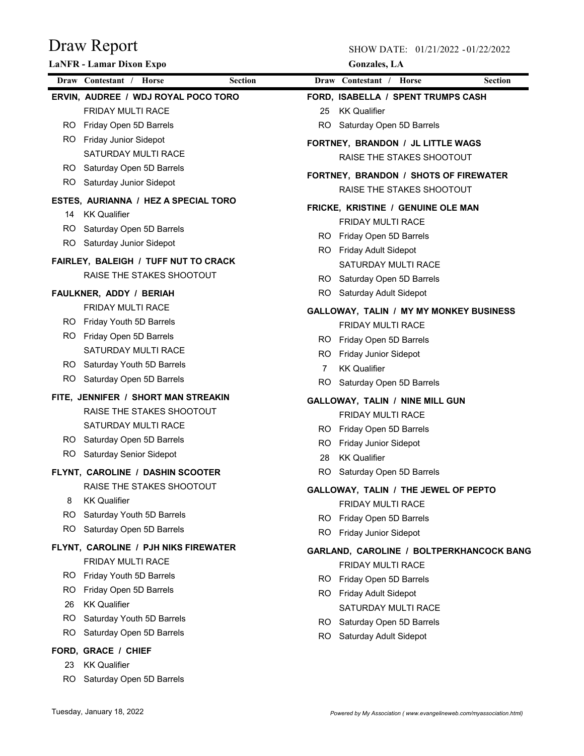# Draw Report

**LaNFR - Lamar Dixon Expo**

SHOW DATE: 01/21/2022 - 01/22/2022

**Gonzales, LA**

| Draw | Contestant / Horse | Section |
|---|---|---|
| | **ERVIN, AUDREE / WDJ ROYAL POCO TORO** | |
| | FRIDAY MULTI RACE | |
| RO | Friday Open 5D Barrels | |
| RO | Friday Junior Sidepot | |
| | SATURDAY MULTI RACE | |
| RO | Saturday Open 5D Barrels | |
| RO | Saturday Junior Sidepot | |
| | **ESTES, AURIANNA / HEZ A SPECIAL TORO** | |
| 14 | KK Qualifier | |
| RO | Saturday Open 5D Barrels | |
| RO | Saturday Junior Sidepot | |
| | **FAIRLEY, BALEIGH / TUFF NUT TO CRACK** | |
| | RAISE THE STAKES SHOOTOUT | |
| | **FAULKNER, ADDY / BERIAH** | |
| | FRIDAY MULTI RACE | |
| RO | Friday Youth 5D Barrels | |
| RO | Friday Open 5D Barrels | |
| | SATURDAY MULTI RACE | |
| RO | Saturday Youth 5D Barrels | |
| RO | Saturday Open 5D Barrels | |
| | **FITE, JENNIFER / SHORT MAN STREAKIN** | |
| | RAISE THE STAKES SHOOTOUT | |
| | SATURDAY MULTI RACE | |
| RO | Saturday Open 5D Barrels | |
| RO | Saturday Senior Sidepot | |
| | **FLYNT, CAROLINE / DASHIN SCOOTER** | |
| | RAISE THE STAKES SHOOTOUT | |
| 8 | KK Qualifier | |
| RO | Saturday Youth 5D Barrels | |
| RO | Saturday Open 5D Barrels | |
| | **FLYNT, CAROLINE / PJH NIKS FIREWATER** | |
| | FRIDAY MULTI RACE | |
| RO | Friday Youth 5D Barrels | |
| RO | Friday Open 5D Barrels | |
| 26 | KK Qualifier | |
| RO | Saturday Youth 5D Barrels | |
| RO | Saturday Open 5D Barrels | |
| | **FORD, GRACE / CHIEF** | |
| 23 | KK Qualifier | |
| RO | Saturday Open 5D Barrels | |
| | **FORD, ISABELLA / SPENT TRUMPS CASH** | |
| 25 | KK Qualifier | |
| RO | Saturday Open 5D Barrels | |
| | **FORTNEY, BRANDON / JL LITTLE WAGS** | |
| | RAISE THE STAKES SHOOTOUT | |
| | **FORTNEY, BRANDON / SHOTS OF FIREWATER** | |
| | RAISE THE STAKES SHOOTOUT | |
| | **FRICKE, KRISTINE / GENUINE OLE MAN** | |
| | FRIDAY MULTI RACE | |
| RO | Friday Open 5D Barrels | |
| RO | Friday Adult Sidepot | |
| | SATURDAY MULTI RACE | |
| RO | Saturday Open 5D Barrels | |
| RO | Saturday Adult Sidepot | |
| | **GALLOWAY, TALIN / MY MY MONKEY BUSINESS** | |
| | FRIDAY MULTI RACE | |
| RO | Friday Open 5D Barrels | |
| RO | Friday Junior Sidepot | |
| 7 | KK Qualifier | |
| RO | Saturday Open 5D Barrels | |
| | **GALLOWAY, TALIN / NINE MILL GUN** | |
| | FRIDAY MULTI RACE | |
| RO | Friday Open 5D Barrels | |
| RO | Friday Junior Sidepot | |
| 28 | KK Qualifier | |
| RO | Saturday Open 5D Barrels | |
| | **GALLOWAY, TALIN / THE JEWEL OF PEPTO** | |
| | FRIDAY MULTI RACE | |
| RO | Friday Open 5D Barrels | |
| RO | Friday Junior Sidepot | |
| | **GARLAND, CAROLINE / BOLTPERKHANCOCK BANG** | |
| | FRIDAY MULTI RACE | |
| RO | Friday Open 5D Barrels | |
| RO | Friday Adult Sidepot | |
| | SATURDAY MULTI RACE | |
| RO | Saturday Open 5D Barrels | |
| RO | Saturday Adult Sidepot | |

Tuesday, January 18, 2022

*Powered by My Association ( www.evangelineweb.com/myassociation.html)*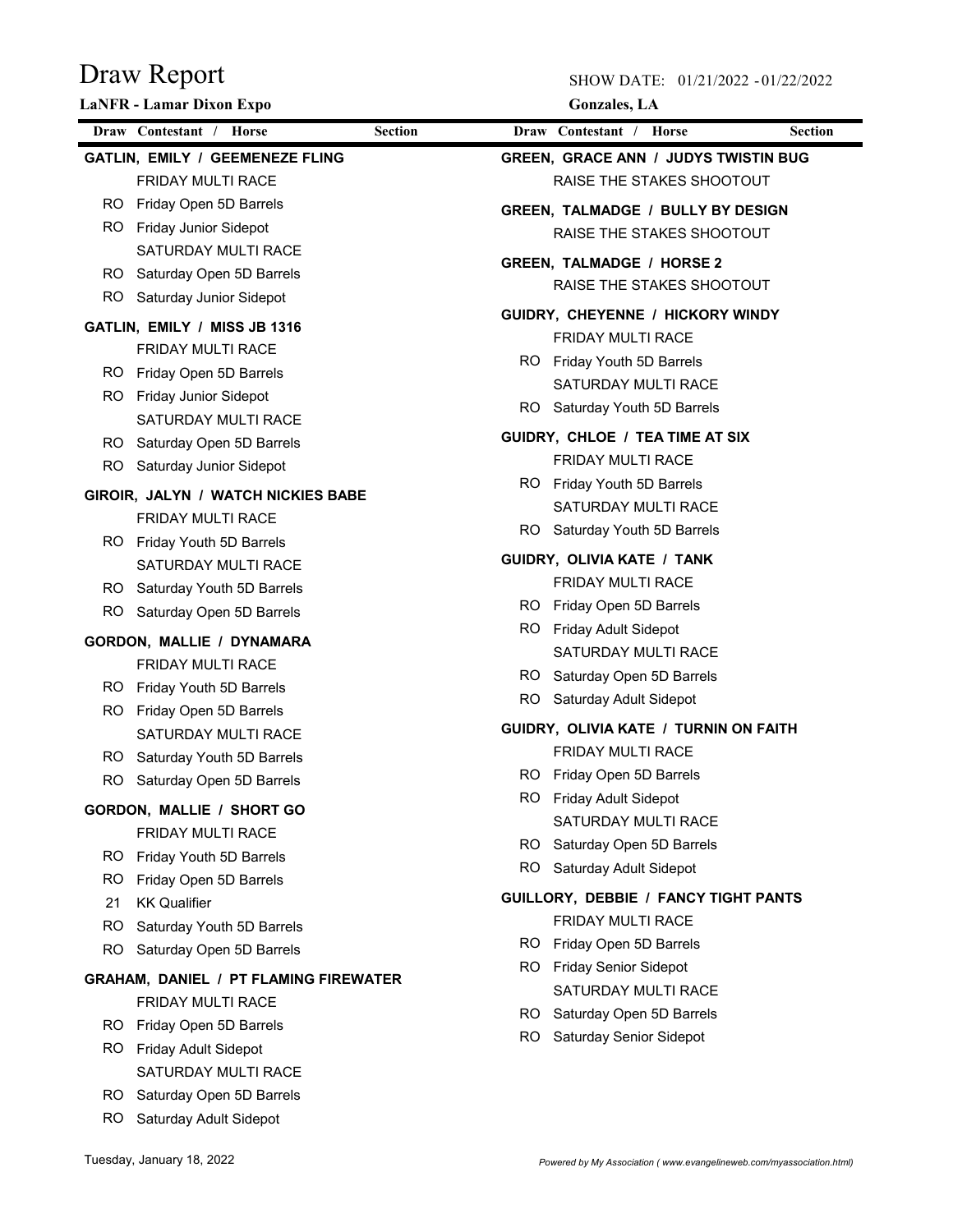# Draw Report

**LaNFR - Lamar Dixon Expo**

SHOW DATE: 01/21/2022 - 01/22/2022

**Gonzales, LA**

| Draw | Contestant / Horse | Section |
|---|---|---|
| | **GATLIN, EMILY / GEEMENEZE FLING** | |
| | FRIDAY MULTI RACE | |
| RO | Friday Open 5D Barrels | |
| RO | Friday Junior Sidepot | |
| | SATURDAY MULTI RACE | |
| RO | Saturday Open 5D Barrels | |
| RO | Saturday Junior Sidepot | |
| | **GATLIN, EMILY / MISS JB 1316** | |
| | FRIDAY MULTI RACE | |
| RO | Friday Open 5D Barrels | |
| RO | Friday Junior Sidepot | |
| | SATURDAY MULTI RACE | |
| RO | Saturday Open 5D Barrels | |
| RO | Saturday Junior Sidepot | |
| | **GIROIR, JALYN / WATCH NICKIES BABE** | |
| | FRIDAY MULTI RACE | |
| RO | Friday Youth 5D Barrels | |
| | SATURDAY MULTI RACE | |
| RO | Saturday Youth 5D Barrels | |
| RO | Saturday Open 5D Barrels | |
| | **GORDON, MALLIE / DYNAMARA** | |
| | FRIDAY MULTI RACE | |
| RO | Friday Youth 5D Barrels | |
| RO | Friday Open 5D Barrels | |
| | SATURDAY MULTI RACE | |
| RO | Saturday Youth 5D Barrels | |
| RO | Saturday Open 5D Barrels | |
| | **GORDON, MALLIE / SHORT GO** | |
| | FRIDAY MULTI RACE | |
| RO | Friday Youth 5D Barrels | |
| RO | Friday Open 5D Barrels | |
| 21 | KK Qualifier | |
| RO | Saturday Youth 5D Barrels | |
| RO | Saturday Open 5D Barrels | |
| | **GRAHAM, DANIEL / PT FLAMING FIREWATER** | |
| | FRIDAY MULTI RACE | |
| RO | Friday Open 5D Barrels | |
| RO | Friday Adult Sidepot | |
| | SATURDAY MULTI RACE | |
| RO | Saturday Open 5D Barrels | |
| RO | Saturday Adult Sidepot | |
| | **GREEN, GRACE ANN / JUDYS TWISTIN BUG** | |
| | RAISE THE STAKES SHOOTOUT | |
| | **GREEN, TALMADGE / BULLY BY DESIGN** | |
| | RAISE THE STAKES SHOOTOUT | |
| | **GREEN, TALMADGE / HORSE 2** | |
| | RAISE THE STAKES SHOOTOUT | |
| | **GUIDRY, CHEYENNE / HICKORY WINDY** | |
| | FRIDAY MULTI RACE | |
| RO | Friday Youth 5D Barrels | |
| | SATURDAY MULTI RACE | |
| RO | Saturday Youth 5D Barrels | |
| | **GUIDRY, CHLOE / TEA TIME AT SIX** | |
| | FRIDAY MULTI RACE | |
| RO | Friday Youth 5D Barrels | |
| | SATURDAY MULTI RACE | |
| RO | Saturday Youth 5D Barrels | |
| | **GUIDRY, OLIVIA KATE / TANK** | |
| | FRIDAY MULTI RACE | |
| RO | Friday Open 5D Barrels | |
| RO | Friday Adult Sidepot | |
| | SATURDAY MULTI RACE | |
| RO | Saturday Open 5D Barrels | |
| RO | Saturday Adult Sidepot | |
| | **GUIDRY, OLIVIA KATE / TURNIN ON FAITH** | |
| | FRIDAY MULTI RACE | |
| RO | Friday Open 5D Barrels | |
| RO | Friday Adult Sidepot | |
| | SATURDAY MULTI RACE | |
| RO | Saturday Open 5D Barrels | |
| RO | Saturday Adult Sidepot | |
| | **GUILLORY, DEBBIE / FANCY TIGHT PANTS** | |
| | FRIDAY MULTI RACE | |
| RO | Friday Open 5D Barrels | |
| RO | Friday Senior Sidepot | |
| | SATURDAY MULTI RACE | |
| RO | Saturday Open 5D Barrels | |
| RO | Saturday Senior Sidepot | |

Tuesday, January 18, 2022

*Powered by My Association ( www.evangelineweb.com/myassociation.html)*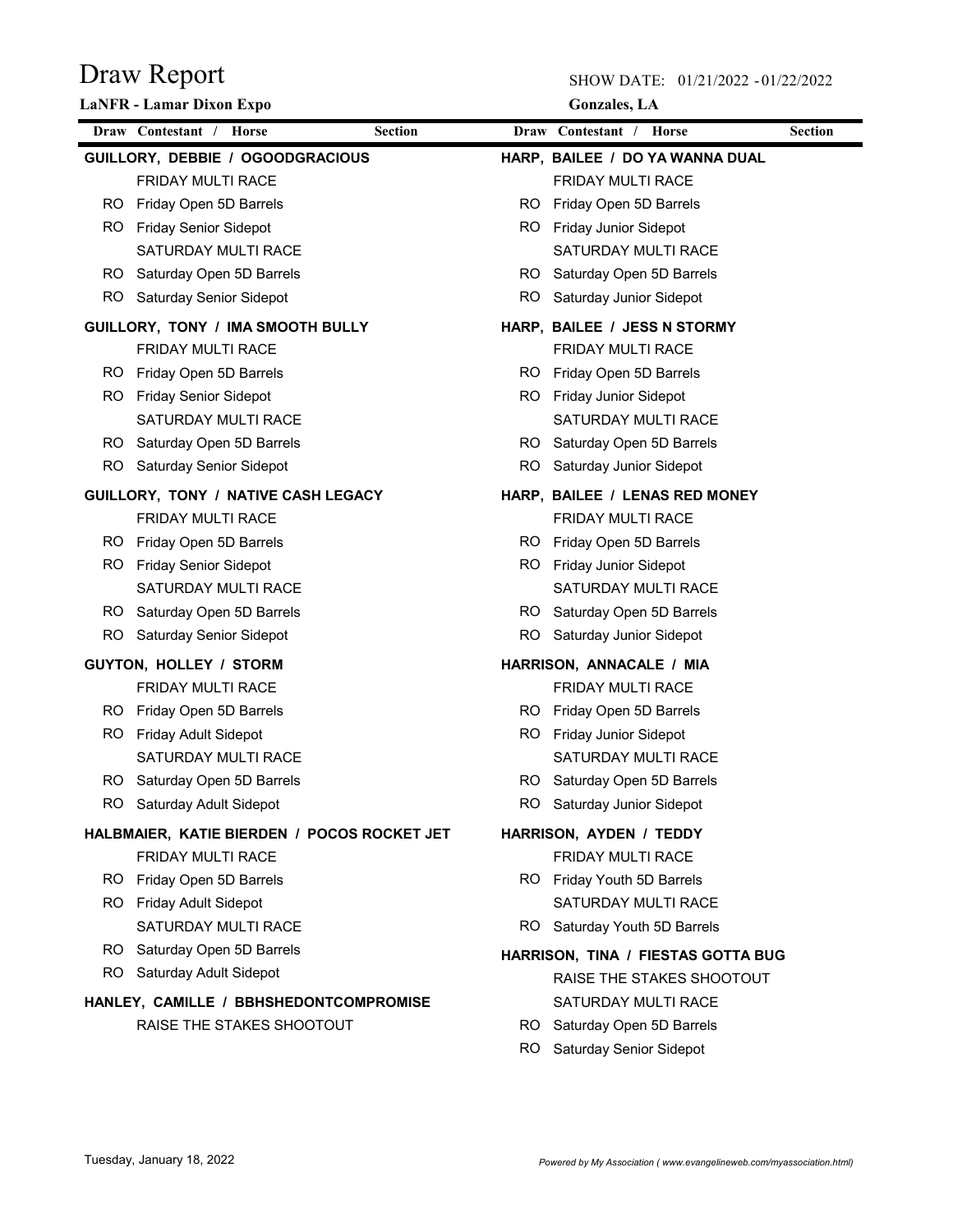# Draw Report

**LaNFR - Lamar Dixon Expo**

SHOW DATE: 01/21/2022 - 01/22/2022

**Gonzales, LA**

| Draw | Contestant / Horse | Section |
|---|---|---|
| | **GUILLORY, DEBBIE / OGOODGRACIOUS** | |
| | FRIDAY MULTI RACE | |
| RO | Friday Open 5D Barrels | |
| RO | Friday Senior Sidepot | |
| | SATURDAY MULTI RACE | |
| RO | Saturday Open 5D Barrels | |
| RO | Saturday Senior Sidepot | |
| | **GUILLORY, TONY / IMA SMOOTH BULLY** | |
| | FRIDAY MULTI RACE | |
| RO | Friday Open 5D Barrels | |
| RO | Friday Senior Sidepot | |
| | SATURDAY MULTI RACE | |
| RO | Saturday Open 5D Barrels | |
| RO | Saturday Senior Sidepot | |
| | **GUILLORY, TONY / NATIVE CASH LEGACY** | |
| | FRIDAY MULTI RACE | |
| RO | Friday Open 5D Barrels | |
| RO | Friday Senior Sidepot | |
| | SATURDAY MULTI RACE | |
| RO | Saturday Open 5D Barrels | |
| RO | Saturday Senior Sidepot | |
| | **GUYTON, HOLLEY / STORM** | |
| | FRIDAY MULTI RACE | |
| RO | Friday Open 5D Barrels | |
| RO | Friday Adult Sidepot | |
| | SATURDAY MULTI RACE | |
| RO | Saturday Open 5D Barrels | |
| RO | Saturday Adult Sidepot | |
| | **HALBMAIER, KATIE BIERDEN / POCOS ROCKET JET** | |
| | FRIDAY MULTI RACE | |
| RO | Friday Open 5D Barrels | |
| RO | Friday Adult Sidepot | |
| | SATURDAY MULTI RACE | |
| RO | Saturday Open 5D Barrels | |
| RO | Saturday Adult Sidepot | |
| | **HANLEY, CAMILLE / BBHSHEDONTCOMPROMISE** | |
| | RAISE THE STAKES SHOOTOUT | |
| | **HARP, BAILEE / DO YA WANNA DUAL** | |
| | FRIDAY MULTI RACE | |
| RO | Friday Open 5D Barrels | |
| RO | Friday Junior Sidepot | |
| | SATURDAY MULTI RACE | |
| RO | Saturday Open 5D Barrels | |
| RO | Saturday Junior Sidepot | |
| | **HARP, BAILEE / JESS N STORMY** | |
| | FRIDAY MULTI RACE | |
| RO | Friday Open 5D Barrels | |
| RO | Friday Junior Sidepot | |
| | SATURDAY MULTI RACE | |
| RO | Saturday Open 5D Barrels | |
| RO | Saturday Junior Sidepot | |
| | **HARP, BAILEE / LENAS RED MONEY** | |
| | FRIDAY MULTI RACE | |
| RO | Friday Open 5D Barrels | |
| RO | Friday Junior Sidepot | |
| | SATURDAY MULTI RACE | |
| RO | Saturday Open 5D Barrels | |
| RO | Saturday Junior Sidepot | |
| | **HARRISON, ANNACALE / MIA** | |
| | FRIDAY MULTI RACE | |
| RO | Friday Open 5D Barrels | |
| RO | Friday Junior Sidepot | |
| | SATURDAY MULTI RACE | |
| RO | Saturday Open 5D Barrels | |
| RO | Saturday Junior Sidepot | |
| | **HARRISON, AYDEN / TEDDY** | |
| | FRIDAY MULTI RACE | |
| RO | Friday Youth 5D Barrels | |
| | SATURDAY MULTI RACE | |
| RO | Saturday Youth 5D Barrels | |
| | **HARRISON, TINA / FIESTAS GOTTA BUG** | |
| | RAISE THE STAKES SHOOTOUT | |
| | SATURDAY MULTI RACE | |
| RO | Saturday Open 5D Barrels | |
| RO | Saturday Senior Sidepot | |

Tuesday, January 18, 2022

*Powered by My Association ( www.evangelineweb.com/myassociation.html)*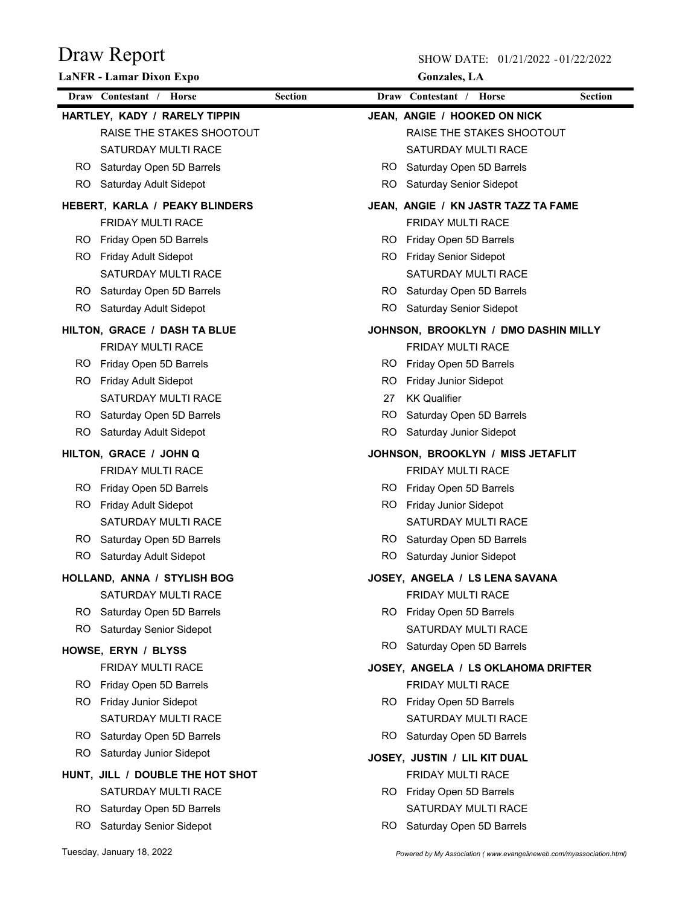# Draw Report

**LaNFR - Lamar Dixon Expo**

SHOW DATE: 01/21/2022 - 01/22/2022

**Gonzales, LA**

| Draw | Contestant / Horse | Section |
|---|---|---|
| | **HARTLEY, KADY / RARELY TIPPIN** | |
| | RAISE THE STAKES SHOOTOUT | |
| | SATURDAY MULTI RACE | |
| RO | Saturday Open 5D Barrels | |
| RO | Saturday Adult Sidepot | |
| | **HEBERT, KARLA / PEAKY BLINDERS** | |
| | FRIDAY MULTI RACE | |
| RO | Friday Open 5D Barrels | |
| RO | Friday Adult Sidepot | |
| | SATURDAY MULTI RACE | |
| RO | Saturday Open 5D Barrels | |
| RO | Saturday Adult Sidepot | |
| | **HILTON, GRACE / DASH TA BLUE** | |
| | FRIDAY MULTI RACE | |
| RO | Friday Open 5D Barrels | |
| RO | Friday Adult Sidepot | |
| | SATURDAY MULTI RACE | |
| RO | Saturday Open 5D Barrels | |
| RO | Saturday Adult Sidepot | |
| | **HILTON, GRACE / JOHN Q** | |
| | FRIDAY MULTI RACE | |
| RO | Friday Open 5D Barrels | |
| RO | Friday Adult Sidepot | |
| | SATURDAY MULTI RACE | |
| RO | Saturday Open 5D Barrels | |
| RO | Saturday Adult Sidepot | |
| | **HOLLAND, ANNA / STYLISH BOG** | |
| | SATURDAY MULTI RACE | |
| RO | Saturday Open 5D Barrels | |
| RO | Saturday Senior Sidepot | |
| | **HOWSE, ERYN / BLYSS** | |
| | FRIDAY MULTI RACE | |
| RO | Friday Open 5D Barrels | |
| RO | Friday Junior Sidepot | |
| | SATURDAY MULTI RACE | |
| RO | Saturday Open 5D Barrels | |
| RO | Saturday Junior Sidepot | |
| | **HUNT, JILL / DOUBLE THE HOT SHOT** | |
| | SATURDAY MULTI RACE | |
| RO | Saturday Open 5D Barrels | |
| RO | Saturday Senior Sidepot | |
| | **JEAN, ANGIE / HOOKED ON NICK** | |
| | RAISE THE STAKES SHOOTOUT | |
| | SATURDAY MULTI RACE | |
| RO | Saturday Open 5D Barrels | |
| RO | Saturday Senior Sidepot | |
| | **JEAN, ANGIE / KN JASTR TAZZ TA FAME** | |
| | FRIDAY MULTI RACE | |
| RO | Friday Open 5D Barrels | |
| RO | Friday Senior Sidepot | |
| | SATURDAY MULTI RACE | |
| RO | Saturday Open 5D Barrels | |
| RO | Saturday Senior Sidepot | |
| | **JOHNSON, BROOKLYN / DMO DASHIN MILLY** | |
| | FRIDAY MULTI RACE | |
| RO | Friday Open 5D Barrels | |
| RO | Friday Junior Sidepot | |
| 27 | KK Qualifier | |
| RO | Saturday Open 5D Barrels | |
| RO | Saturday Junior Sidepot | |
| | **JOHNSON, BROOKLYN / MISS JETAFLIT** | |
| | FRIDAY MULTI RACE | |
| RO | Friday Open 5D Barrels | |
| RO | Friday Junior Sidepot | |
| | SATURDAY MULTI RACE | |
| RO | Saturday Open 5D Barrels | |
| RO | Saturday Junior Sidepot | |
| | **JOSEY, ANGELA / LS LENA SAVANA** | |
| | FRIDAY MULTI RACE | |
| RO | Friday Open 5D Barrels | |
| | SATURDAY MULTI RACE | |
| RO | Saturday Open 5D Barrels | |
| | **JOSEY, ANGELA / LS OKLAHOMA DRIFTER** | |
| | FRIDAY MULTI RACE | |
| RO | Friday Open 5D Barrels | |
| | SATURDAY MULTI RACE | |
| RO | Saturday Open 5D Barrels | |
| | **JOSEY, JUSTIN / LIL KIT DUAL** | |
| | FRIDAY MULTI RACE | |
| RO | Friday Open 5D Barrels | |
| | SATURDAY MULTI RACE | |
| RO | Saturday Open 5D Barrels | |

Tuesday, January 18, 2022

*Powered by My Association ( www.evangelineweb.com/myassociation.html)*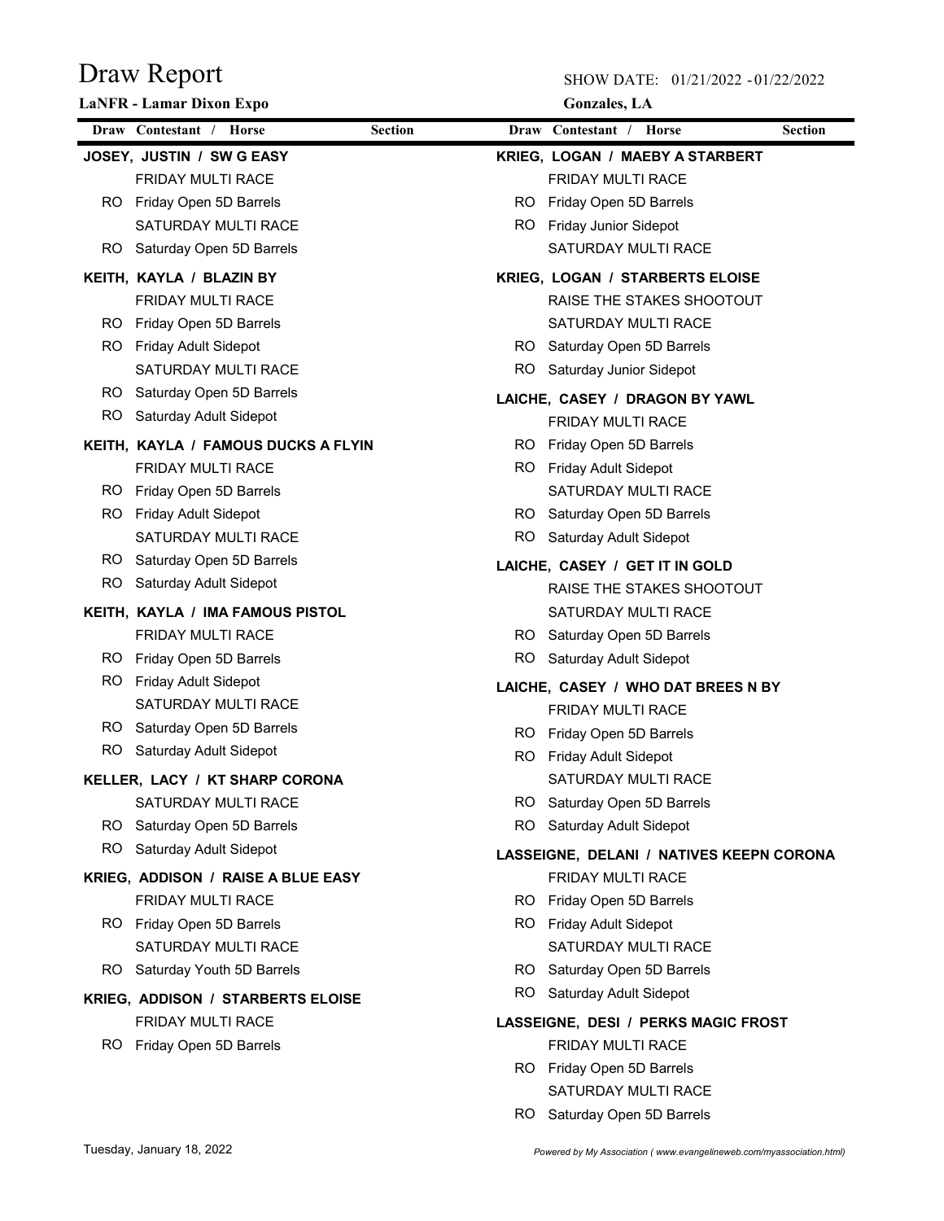# Draw Report

**LaNFR - Lamar Dixon Expo**

SHOW DATE: 01/21/2022 - 01/22/2022

**Gonzales, LA**

| Draw | Contestant / Horse | Section |
|---|---|---|

**JOSEY, JUSTIN / SW G EASY**

| Draw | Section |
|---|---|
| | FRIDAY MULTI RACE |
| RO | Friday Open 5D Barrels |
| | SATURDAY MULTI RACE |
| RO | Saturday Open 5D Barrels |

**KEITH, KAYLA / BLAZIN BY**

| Draw | Section |
|---|---|
| | FRIDAY MULTI RACE |
| RO | Friday Open 5D Barrels |
| RO | Friday Adult Sidepot |
| | SATURDAY MULTI RACE |
| RO | Saturday Open 5D Barrels |
| RO | Saturday Adult Sidepot |

**KEITH, KAYLA / FAMOUS DUCKS A FLYIN**

| Draw | Section |
|---|---|
| | FRIDAY MULTI RACE |
| RO | Friday Open 5D Barrels |
| RO | Friday Adult Sidepot |
| | SATURDAY MULTI RACE |
| RO | Saturday Open 5D Barrels |
| RO | Saturday Adult Sidepot |

**KEITH, KAYLA / IMA FAMOUS PISTOL**

| Draw | Section |
|---|---|
| | FRIDAY MULTI RACE |
| RO | Friday Open 5D Barrels |
| RO | Friday Adult Sidepot |
| | SATURDAY MULTI RACE |
| RO | Saturday Open 5D Barrels |
| RO | Saturday Adult Sidepot |

**KELLER, LACY / KT SHARP CORONA**

| Draw | Section |
|---|---|
| | SATURDAY MULTI RACE |
| RO | Saturday Open 5D Barrels |
| RO | Saturday Adult Sidepot |

**KRIEG, ADDISON / RAISE A BLUE EASY**

| Draw | Section |
|---|---|
| | FRIDAY MULTI RACE |
| RO | Friday Open 5D Barrels |
| | SATURDAY MULTI RACE |
| RO | Saturday Youth 5D Barrels |

**KRIEG, ADDISON / STARBERTS ELOISE**

| Draw | Section |
|---|---|
| | FRIDAY MULTI RACE |
| RO | Friday Open 5D Barrels |

**KRIEG, LOGAN / MAEBY A STARBERT**

| Draw | Section |
|---|---|
| | FRIDAY MULTI RACE |
| RO | Friday Open 5D Barrels |
| RO | Friday Junior Sidepot |
| | SATURDAY MULTI RACE |

**KRIEG, LOGAN / STARBERTS ELOISE**

| Draw | Section |
|---|---|
| | RAISE THE STAKES SHOOTOUT |
| | SATURDAY MULTI RACE |
| RO | Saturday Open 5D Barrels |
| RO | Saturday Junior Sidepot |

**LAICHE, CASEY / DRAGON BY YAWL**

| Draw | Section |
|---|---|
| | FRIDAY MULTI RACE |
| RO | Friday Open 5D Barrels |
| RO | Friday Adult Sidepot |
| | SATURDAY MULTI RACE |
| RO | Saturday Open 5D Barrels |
| RO | Saturday Adult Sidepot |

**LAICHE, CASEY / GET IT IN GOLD**

| Draw | Section |
|---|---|
| | RAISE THE STAKES SHOOTOUT |
| | SATURDAY MULTI RACE |
| RO | Saturday Open 5D Barrels |
| RO | Saturday Adult Sidepot |

**LAICHE, CASEY / WHO DAT BREES N BY**

| Draw | Section |
|---|---|
| | FRIDAY MULTI RACE |
| RO | Friday Open 5D Barrels |
| RO | Friday Adult Sidepot |
| | SATURDAY MULTI RACE |
| RO | Saturday Open 5D Barrels |
| RO | Saturday Adult Sidepot |

**LASSEIGNE, DELANI / NATIVES KEEPN CORONA**

| Draw | Section |
|---|---|
| | FRIDAY MULTI RACE |
| RO | Friday Open 5D Barrels |
| RO | Friday Adult Sidepot |
| | SATURDAY MULTI RACE |
| RO | Saturday Open 5D Barrels |
| RO | Saturday Adult Sidepot |

**LASSEIGNE, DESI / PERKS MAGIC FROST**

| Draw | Section |
|---|---|
| | FRIDAY MULTI RACE |
| RO | Friday Open 5D Barrels |
| | SATURDAY MULTI RACE |
| RO | Saturday Open 5D Barrels |

Tuesday, January 18, 2022

*Powered by My Association ( www.evangelineweb.com/myassociation.html)*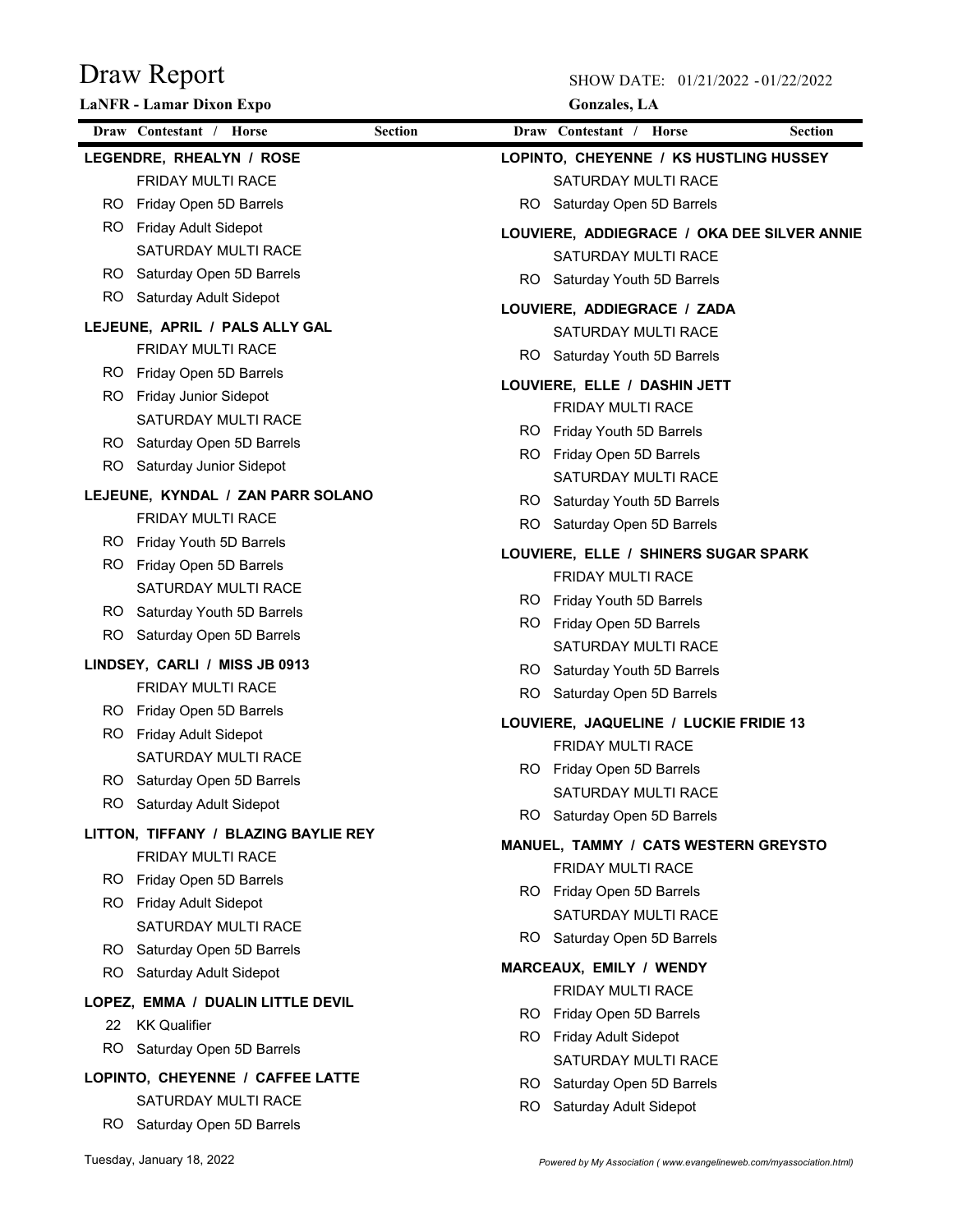# Draw Report

**LaNFR - Lamar Dixon Expo** — Gonzales, LA

SHOW DATE: 01/21/2022 - 01/22/2022

| Draw | Contestant / Horse | Section |
|---|---|---|
| | **LEGENDRE, RHEALYN / ROSE** | |
| | FRIDAY MULTI RACE | |
| RO | Friday Open 5D Barrels | |
| RO | Friday Adult Sidepot | |
| | SATURDAY MULTI RACE | |
| RO | Saturday Open 5D Barrels | |
| RO | Saturday Adult Sidepot | |
| | **LEJEUNE, APRIL / PALS ALLY GAL** | |
| | FRIDAY MULTI RACE | |
| RO | Friday Open 5D Barrels | |
| RO | Friday Junior Sidepot | |
| | SATURDAY MULTI RACE | |
| RO | Saturday Open 5D Barrels | |
| RO | Saturday Junior Sidepot | |
| | **LEJEUNE, KYNDAL / ZAN PARR SOLANO** | |
| | FRIDAY MULTI RACE | |
| RO | Friday Youth 5D Barrels | |
| RO | Friday Open 5D Barrels | |
| | SATURDAY MULTI RACE | |
| RO | Saturday Youth 5D Barrels | |
| RO | Saturday Open 5D Barrels | |
| | **LINDSEY, CARLI / MISS JB 0913** | |
| | FRIDAY MULTI RACE | |
| RO | Friday Open 5D Barrels | |
| RO | Friday Adult Sidepot | |
| | SATURDAY MULTI RACE | |
| RO | Saturday Open 5D Barrels | |
| RO | Saturday Adult Sidepot | |
| | **LITTON, TIFFANY / BLAZING BAYLIE REY** | |
| | FRIDAY MULTI RACE | |
| RO | Friday Open 5D Barrels | |
| RO | Friday Adult Sidepot | |
| | SATURDAY MULTI RACE | |
| RO | Saturday Open 5D Barrels | |
| RO | Saturday Adult Sidepot | |
| | **LOPEZ, EMMA / DUALIN LITTLE DEVIL** | |
| 22 | KK Qualifier | |
| RO | Saturday Open 5D Barrels | |
| | **LOPINTO, CHEYENNE / CAFFEE LATTE** | |
| | SATURDAY MULTI RACE | |
| RO | Saturday Open 5D Barrels | |
| | **LOPINTO, CHEYENNE / KS HUSTLING HUSSEY** | |
| | SATURDAY MULTI RACE | |
| RO | Saturday Open 5D Barrels | |
| | **LOUVIERE, ADDIEGRACE / OKA DEE SILVER ANNIE** | |
| | SATURDAY MULTI RACE | |
| RO | Saturday Youth 5D Barrels | |
| | **LOUVIERE, ADDIEGRACE / ZADA** | |
| | SATURDAY MULTI RACE | |
| RO | Saturday Youth 5D Barrels | |
| | **LOUVIERE, ELLE / DASHIN JETT** | |
| | FRIDAY MULTI RACE | |
| RO | Friday Youth 5D Barrels | |
| RO | Friday Open 5D Barrels | |
| | SATURDAY MULTI RACE | |
| RO | Saturday Youth 5D Barrels | |
| RO | Saturday Open 5D Barrels | |
| | **LOUVIERE, ELLE / SHINERS SUGAR SPARK** | |
| | FRIDAY MULTI RACE | |
| RO | Friday Youth 5D Barrels | |
| RO | Friday Open 5D Barrels | |
| | SATURDAY MULTI RACE | |
| RO | Saturday Youth 5D Barrels | |
| RO | Saturday Open 5D Barrels | |
| | **LOUVIERE, JAQUELINE / LUCKIE FRIDIE 13** | |
| | FRIDAY MULTI RACE | |
| RO | Friday Open 5D Barrels | |
| | SATURDAY MULTI RACE | |
| RO | Saturday Open 5D Barrels | |
| | **MANUEL, TAMMY / CATS WESTERN GREYSTO** | |
| | FRIDAY MULTI RACE | |
| RO | Friday Open 5D Barrels | |
| | SATURDAY MULTI RACE | |
| RO | Saturday Open 5D Barrels | |
| | **MARCEAUX, EMILY / WENDY** | |
| | FRIDAY MULTI RACE | |
| RO | Friday Open 5D Barrels | |
| RO | Friday Adult Sidepot | |
| | SATURDAY MULTI RACE | |
| RO | Saturday Open 5D Barrels | |
| RO | Saturday Adult Sidepot | |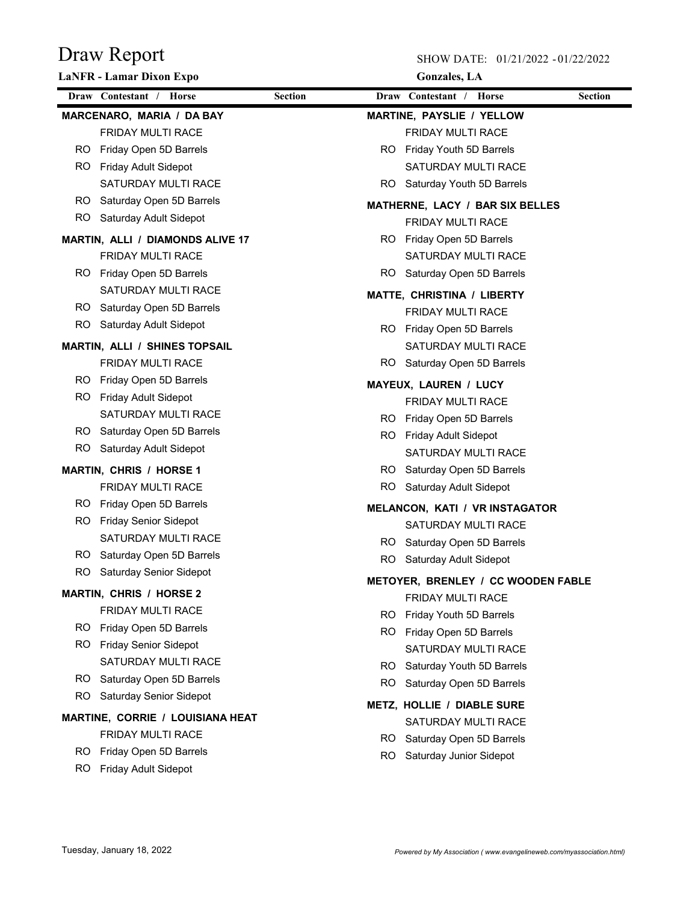# Draw Report

**LaNFR - Lamar Dixon Expo**

SHOW DATE: 01/21/2022 - 01/22/2022

**Gonzales, LA**

| Draw | Contestant / Horse | Section |
|---|---|---|
| | **MARCENARO, MARIA / DA BAY** | |
| | FRIDAY MULTI RACE | |
| RO | Friday Open 5D Barrels | |
| RO | Friday Adult Sidepot | |
| | SATURDAY MULTI RACE | |
| RO | Saturday Open 5D Barrels | |
| RO | Saturday Adult Sidepot | |
| | **MARTIN, ALLI / DIAMONDS ALIVE 17** | |
| | FRIDAY MULTI RACE | |
| RO | Friday Open 5D Barrels | |
| | SATURDAY MULTI RACE | |
| RO | Saturday Open 5D Barrels | |
| RO | Saturday Adult Sidepot | |
| | **MARTIN, ALLI / SHINES TOPSAIL** | |
| | FRIDAY MULTI RACE | |
| RO | Friday Open 5D Barrels | |
| RO | Friday Adult Sidepot | |
| | SATURDAY MULTI RACE | |
| RO | Saturday Open 5D Barrels | |
| RO | Saturday Adult Sidepot | |
| | **MARTIN, CHRIS / HORSE 1** | |
| | FRIDAY MULTI RACE | |
| RO | Friday Open 5D Barrels | |
| RO | Friday Senior Sidepot | |
| | SATURDAY MULTI RACE | |
| RO | Saturday Open 5D Barrels | |
| RO | Saturday Senior Sidepot | |
| | **MARTIN, CHRIS / HORSE 2** | |
| | FRIDAY MULTI RACE | |
| RO | Friday Open 5D Barrels | |
| RO | Friday Senior Sidepot | |
| | SATURDAY MULTI RACE | |
| RO | Saturday Open 5D Barrels | |
| RO | Saturday Senior Sidepot | |
| | **MARTINE, CORRIE / LOUISIANA HEAT** | |
| | FRIDAY MULTI RACE | |
| RO | Friday Open 5D Barrels | |
| RO | Friday Adult Sidepot | |
| | **MARTINE, PAYSLIE / YELLOW** | |
| | FRIDAY MULTI RACE | |
| RO | Friday Youth 5D Barrels | |
| | SATURDAY MULTI RACE | |
| RO | Saturday Youth 5D Barrels | |
| | **MATHERNE, LACY / BAR SIX BELLES** | |
| | FRIDAY MULTI RACE | |
| RO | Friday Open 5D Barrels | |
| | SATURDAY MULTI RACE | |
| RO | Saturday Open 5D Barrels | |
| | **MATTE, CHRISTINA / LIBERTY** | |
| | FRIDAY MULTI RACE | |
| RO | Friday Open 5D Barrels | |
| | SATURDAY MULTI RACE | |
| RO | Saturday Open 5D Barrels | |
| | **MAYEUX, LAUREN / LUCY** | |
| | FRIDAY MULTI RACE | |
| RO | Friday Open 5D Barrels | |
| RO | Friday Adult Sidepot | |
| | SATURDAY MULTI RACE | |
| RO | Saturday Open 5D Barrels | |
| RO | Saturday Adult Sidepot | |
| | **MELANCON, KATI / VR INSTAGATOR** | |
| | SATURDAY MULTI RACE | |
| RO | Saturday Open 5D Barrels | |
| RO | Saturday Adult Sidepot | |
| | **METOYER, BRENLEY / CC WOODEN FABLE** | |
| | FRIDAY MULTI RACE | |
| RO | Friday Youth 5D Barrels | |
| RO | Friday Open 5D Barrels | |
| | SATURDAY MULTI RACE | |
| RO | Saturday Youth 5D Barrels | |
| RO | Saturday Open 5D Barrels | |
| | **METZ, HOLLIE / DIABLE SURE** | |
| | SATURDAY MULTI RACE | |
| RO | Saturday Open 5D Barrels | |
| RO | Saturday Junior Sidepot | |

Tuesday, January 18, 2022

*Powered by My Association ( www.evangelineweb.com/myassociation.html)*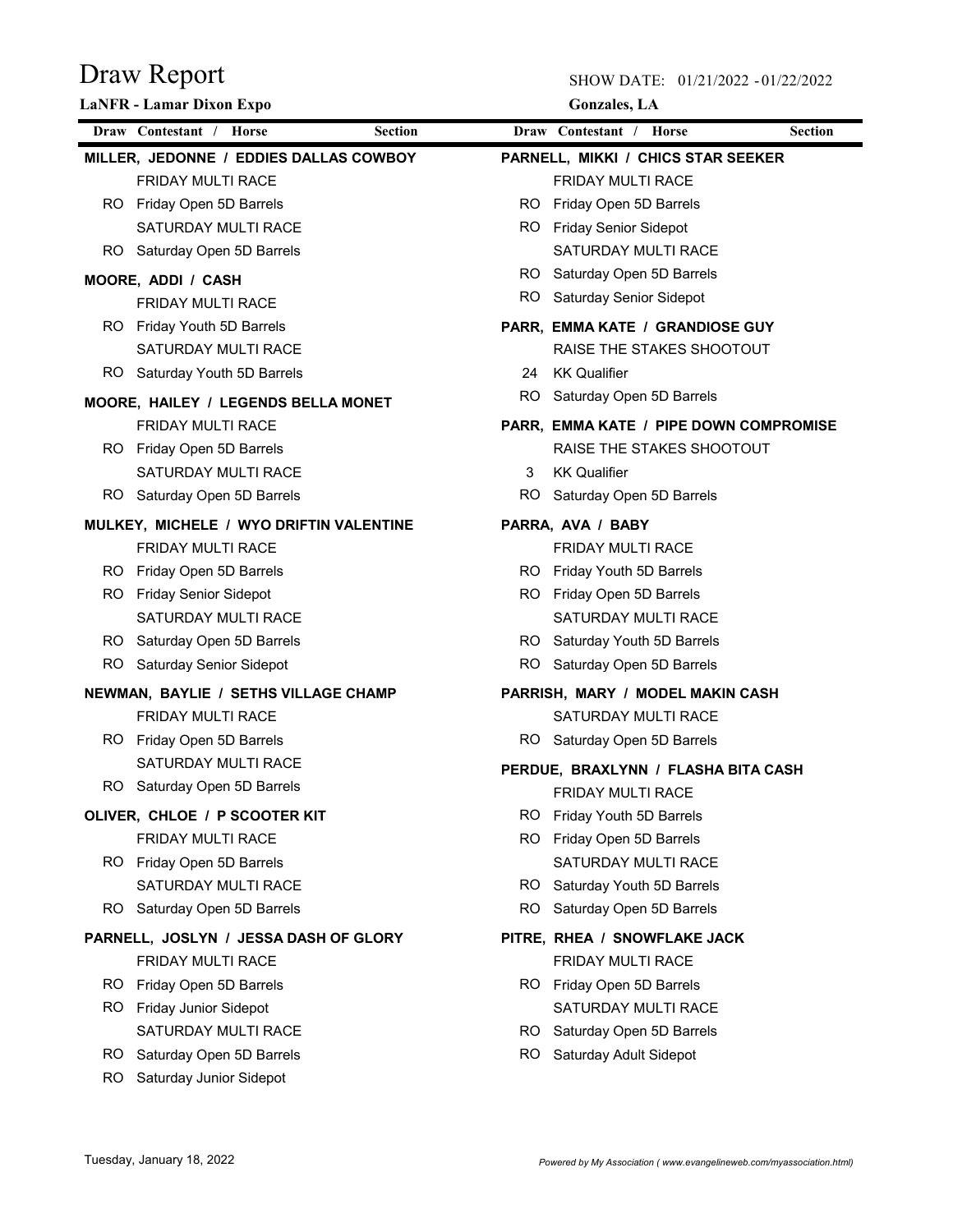# Draw Report

**LaNFR - Lamar Dixon Expo**

SHOW DATE: 01/21/2022 - 01/22/2022

**Gonzales, LA**

| Draw | Contestant / Horse | Section |
|---|---|---|
| | **MILLER, JEDONNE / EDDIES DALLAS COWBOY** | |
| | FRIDAY MULTI RACE | |
| RO | Friday Open 5D Barrels | |
| | SATURDAY MULTI RACE | |
| RO | Saturday Open 5D Barrels | |
| | **MOORE, ADDI / CASH** | |
| | FRIDAY MULTI RACE | |
| RO | Friday Youth 5D Barrels | |
| | SATURDAY MULTI RACE | |
| RO | Saturday Youth 5D Barrels | |
| | **MOORE, HAILEY / LEGENDS BELLA MONET** | |
| | FRIDAY MULTI RACE | |
| RO | Friday Open 5D Barrels | |
| | SATURDAY MULTI RACE | |
| RO | Saturday Open 5D Barrels | |
| | **MULKEY, MICHELE / WYO DRIFTIN VALENTINE** | |
| | FRIDAY MULTI RACE | |
| RO | Friday Open 5D Barrels | |
| RO | Friday Senior Sidepot | |
| | SATURDAY MULTI RACE | |
| RO | Saturday Open 5D Barrels | |
| RO | Saturday Senior Sidepot | |
| | **NEWMAN, BAYLIE / SETHS VILLAGE CHAMP** | |
| | FRIDAY MULTI RACE | |
| RO | Friday Open 5D Barrels | |
| | SATURDAY MULTI RACE | |
| RO | Saturday Open 5D Barrels | |
| | **OLIVER, CHLOE / P SCOOTER KIT** | |
| | FRIDAY MULTI RACE | |
| RO | Friday Open 5D Barrels | |
| | SATURDAY MULTI RACE | |
| RO | Saturday Open 5D Barrels | |
| | **PARNELL, JOSLYN / JESSA DASH OF GLORY** | |
| | FRIDAY MULTI RACE | |
| RO | Friday Open 5D Barrels | |
| RO | Friday Junior Sidepot | |
| | SATURDAY MULTI RACE | |
| RO | Saturday Open 5D Barrels | |
| RO | Saturday Junior Sidepot | |
| | **PARNELL, MIKKI / CHICS STAR SEEKER** | |
| | FRIDAY MULTI RACE | |
| RO | Friday Open 5D Barrels | |
| RO | Friday Senior Sidepot | |
| | SATURDAY MULTI RACE | |
| RO | Saturday Open 5D Barrels | |
| RO | Saturday Senior Sidepot | |
| | **PARR, EMMA KATE / GRANDIOSE GUY** | |
| | RAISE THE STAKES SHOOTOUT | |
| 24 | KK Qualifier | |
| RO | Saturday Open 5D Barrels | |
| | **PARR, EMMA KATE / PIPE DOWN COMPROMISE** | |
| | RAISE THE STAKES SHOOTOUT | |
| 3 | KK Qualifier | |
| RO | Saturday Open 5D Barrels | |
| | **PARRA, AVA / BABY** | |
| | FRIDAY MULTI RACE | |
| RO | Friday Youth 5D Barrels | |
| RO | Friday Open 5D Barrels | |
| | SATURDAY MULTI RACE | |
| RO | Saturday Youth 5D Barrels | |
| RO | Saturday Open 5D Barrels | |
| | **PARRISH, MARY / MODEL MAKIN CASH** | |
| | SATURDAY MULTI RACE | |
| RO | Saturday Open 5D Barrels | |
| | **PERDUE, BRAXLYNN / FLASHA BITA CASH** | |
| | FRIDAY MULTI RACE | |
| RO | Friday Youth 5D Barrels | |
| RO | Friday Open 5D Barrels | |
| | SATURDAY MULTI RACE | |
| RO | Saturday Youth 5D Barrels | |
| RO | Saturday Open 5D Barrels | |
| | **PITRE, RHEA / SNOWFLAKE JACK** | |
| | FRIDAY MULTI RACE | |
| RO | Friday Open 5D Barrels | |
| | SATURDAY MULTI RACE | |
| RO | Saturday Open 5D Barrels | |
| RO | Saturday Adult Sidepot | |

Tuesday, January 18, 2022

*Powered by My Association ( www.evangelineweb.com/myassociation.html)*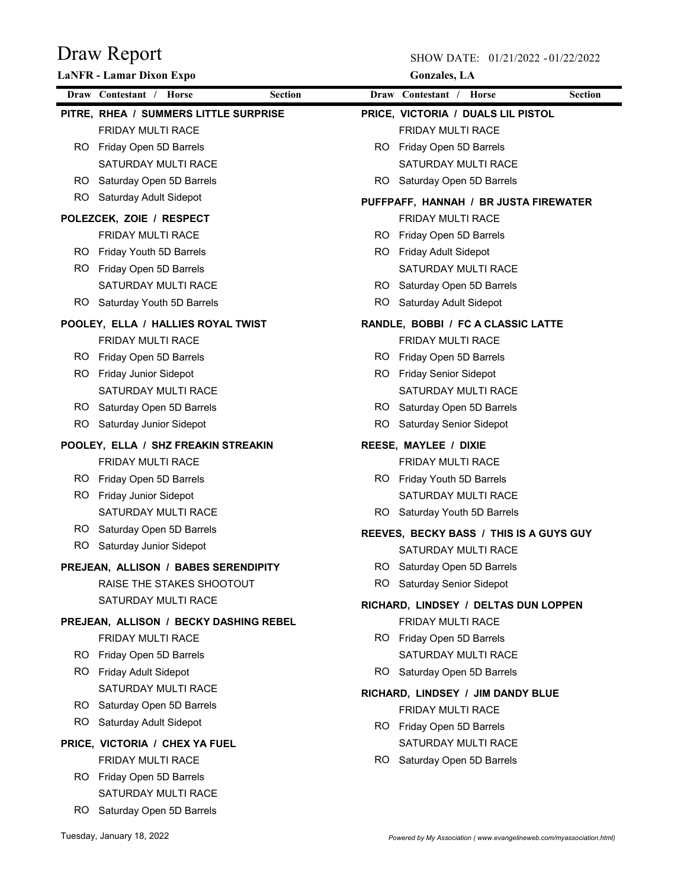# Draw Report

**LaNFR - Lamar Dixon Expo**

SHOW DATE: 01/21/2022 - 01/22/2022

**Gonzales, LA**

| Draw | Contestant / Horse | Section |
|---|---|---|

**PITRE, RHEA / SUMMERS LITTLE SURPRISE**

| Draw | Contestant / Horse |
|---|---|
| | FRIDAY MULTI RACE |
| RO | Friday Open 5D Barrels |
| | SATURDAY MULTI RACE |
| RO | Saturday Open 5D Barrels |
| RO | Saturday Adult Sidepot |

**POLEZCEK, ZOIE / RESPECT**

| Draw | Contestant / Horse |
|---|---|
| | FRIDAY MULTI RACE |
| RO | Friday Youth 5D Barrels |
| RO | Friday Open 5D Barrels |
| | SATURDAY MULTI RACE |
| RO | Saturday Youth 5D Barrels |

**POOLEY, ELLA / HALLIES ROYAL TWIST**

| Draw | Contestant / Horse |
|---|---|
| | FRIDAY MULTI RACE |
| RO | Friday Open 5D Barrels |
| RO | Friday Junior Sidepot |
| | SATURDAY MULTI RACE |
| RO | Saturday Open 5D Barrels |
| RO | Saturday Junior Sidepot |

**POOLEY, ELLA / SHZ FREAKIN STREAKIN**

| Draw | Contestant / Horse |
|---|---|
| | FRIDAY MULTI RACE |
| RO | Friday Open 5D Barrels |
| RO | Friday Junior Sidepot |
| | SATURDAY MULTI RACE |
| RO | Saturday Open 5D Barrels |
| RO | Saturday Junior Sidepot |

**PREJEAN, ALLISON / BABES SERENDIPITY**

| Draw | Contestant / Horse |
|---|---|
| | RAISE THE STAKES SHOOTOUT |
| | SATURDAY MULTI RACE |

**PREJEAN, ALLISON / BECKY DASHING REBEL**

| Draw | Contestant / Horse |
|---|---|
| | FRIDAY MULTI RACE |
| RO | Friday Open 5D Barrels |
| RO | Friday Adult Sidepot |
| | SATURDAY MULTI RACE |
| RO | Saturday Open 5D Barrels |
| RO | Saturday Adult Sidepot |

**PRICE, VICTORIA / CHEX YA FUEL**

| Draw | Contestant / Horse |
|---|---|
| | FRIDAY MULTI RACE |
| RO | Friday Open 5D Barrels |
| | SATURDAY MULTI RACE |
| RO | Saturday Open 5D Barrels |

**PRICE, VICTORIA / DUALS LIL PISTOL**

| Draw | Contestant / Horse |
|---|---|
| | FRIDAY MULTI RACE |
| RO | Friday Open 5D Barrels |
| | SATURDAY MULTI RACE |
| RO | Saturday Open 5D Barrels |

**PUFFPAFF, HANNAH / BR JUSTA FIREWATER**

| Draw | Contestant / Horse |
|---|---|
| | FRIDAY MULTI RACE |
| RO | Friday Open 5D Barrels |
| RO | Friday Adult Sidepot |
| | SATURDAY MULTI RACE |
| RO | Saturday Open 5D Barrels |
| RO | Saturday Adult Sidepot |

**RANDLE, BOBBI / FC A CLASSIC LATTE**

| Draw | Contestant / Horse |
|---|---|
| | FRIDAY MULTI RACE |
| RO | Friday Open 5D Barrels |
| RO | Friday Senior Sidepot |
| | SATURDAY MULTI RACE |
| RO | Saturday Open 5D Barrels |
| RO | Saturday Senior Sidepot |

**REESE, MAYLEE / DIXIE**

| Draw | Contestant / Horse |
|---|---|
| | FRIDAY MULTI RACE |
| RO | Friday Youth 5D Barrels |
| | SATURDAY MULTI RACE |
| RO | Saturday Youth 5D Barrels |

**REEVES, BECKY BASS / THIS IS A GUYS GUY**

| Draw | Contestant / Horse |
|---|---|
| | SATURDAY MULTI RACE |
| RO | Saturday Open 5D Barrels |
| RO | Saturday Senior Sidepot |

**RICHARD, LINDSEY / DELTAS DUN LOPPEN**

| Draw | Contestant / Horse |
|---|---|
| | FRIDAY MULTI RACE |
| RO | Friday Open 5D Barrels |
| | SATURDAY MULTI RACE |
| RO | Saturday Open 5D Barrels |

**RICHARD, LINDSEY / JIM DANDY BLUE**

| Draw | Contestant / Horse |
|---|---|
| | FRIDAY MULTI RACE |
| RO | Friday Open 5D Barrels |
| | SATURDAY MULTI RACE |
| RO | Saturday Open 5D Barrels |

Tuesday, January 18, 2022

*Powered by My Association ( www.evangelineweb.com/myassociation.html)*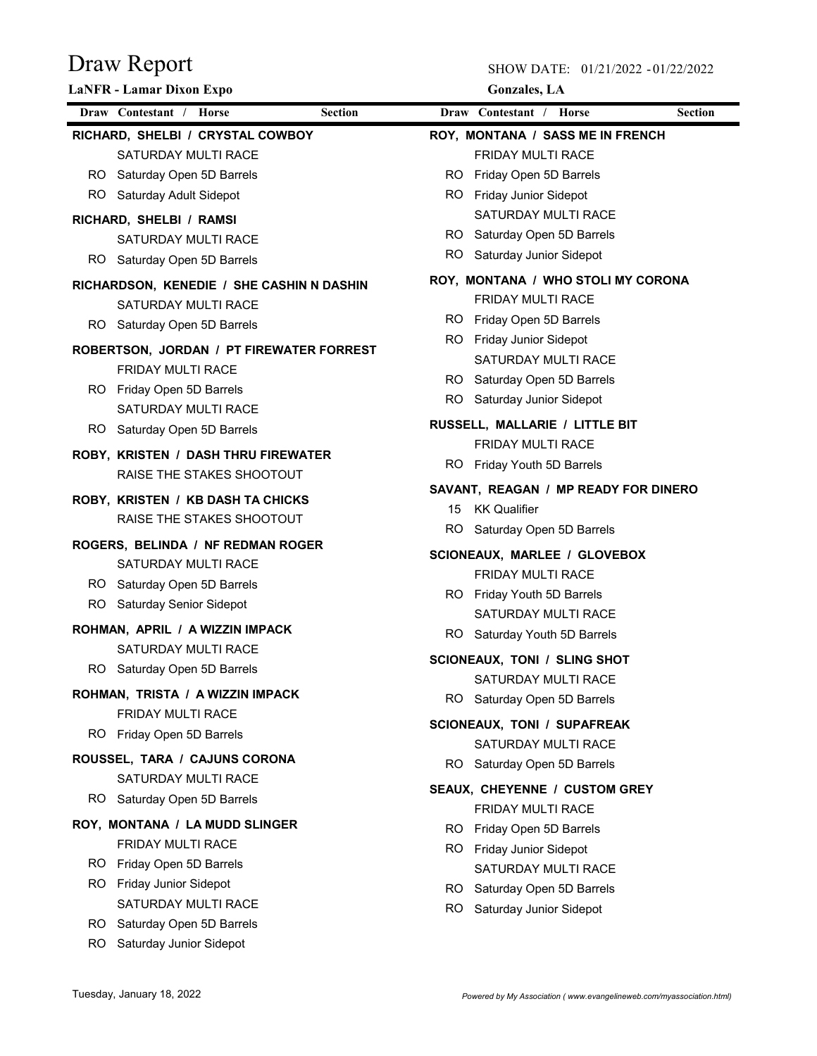# Draw Report

**LaNFR - Lamar Dixon Expo**

SHOW DATE: 01/21/2022 - 01/22/2022

**Gonzales, LA**

| Draw | Contestant / Horse | Section |
|---|---|---|

**RICHARD, SHELBI / CRYSTAL COWBOY**

SATURDAY MULTI RACE
- RO Saturday Open 5D Barrels
- RO Saturday Adult Sidepot

**RICHARD, SHELBI / RAMSI**

SATURDAY MULTI RACE
- RO Saturday Open 5D Barrels

**RICHARDSON, KENEDIE / SHE CASHIN N DASHIN**

SATURDAY MULTI RACE
- RO Saturday Open 5D Barrels

**ROBERTSON, JORDAN / PT FIREWATER FORREST**

FRIDAY MULTI RACE
- RO Friday Open 5D Barrels

SATURDAY MULTI RACE
- RO Saturday Open 5D Barrels

**ROBY, KRISTEN / DASH THRU FIREWATER**

RAISE THE STAKES SHOOTOUT

**ROBY, KRISTEN / KB DASH TA CHICKS**

RAISE THE STAKES SHOOTOUT

**ROGERS, BELINDA / NF REDMAN ROGER**

SATURDAY MULTI RACE
- RO Saturday Open 5D Barrels
- RO Saturday Senior Sidepot

**ROHMAN, APRIL / A WIZZIN IMPACK**

SATURDAY MULTI RACE
- RO Saturday Open 5D Barrels

**ROHMAN, TRISTA / A WIZZIN IMPACK**

FRIDAY MULTI RACE
- RO Friday Open 5D Barrels

**ROUSSEL, TARA / CAJUNS CORONA**

SATURDAY MULTI RACE
- RO Saturday Open 5D Barrels

**ROY, MONTANA / LA MUDD SLINGER**

FRIDAY MULTI RACE
- RO Friday Open 5D Barrels
- RO Friday Junior Sidepot

SATURDAY MULTI RACE
- RO Saturday Open 5D Barrels
- RO Saturday Junior Sidepot

**ROY, MONTANA / SASS ME IN FRENCH**

FRIDAY MULTI RACE
- RO Friday Open 5D Barrels
- RO Friday Junior Sidepot

SATURDAY MULTI RACE
- RO Saturday Open 5D Barrels
- RO Saturday Junior Sidepot

**ROY, MONTANA / WHO STOLI MY CORONA**

FRIDAY MULTI RACE
- RO Friday Open 5D Barrels
- RO Friday Junior Sidepot

SATURDAY MULTI RACE
- RO Saturday Open 5D Barrels
- RO Saturday Junior Sidepot

**RUSSELL, MALLARIE / LITTLE BIT**

FRIDAY MULTI RACE
- RO Friday Youth 5D Barrels

**SAVANT, REAGAN / MP READY FOR DINERO**

- 15 KK Qualifier
- RO Saturday Open 5D Barrels

**SCIONEAUX, MARLEE / GLOVEBOX**

FRIDAY MULTI RACE
- RO Friday Youth 5D Barrels

SATURDAY MULTI RACE
- RO Saturday Youth 5D Barrels

**SCIONEAUX, TONI / SLING SHOT**

SATURDAY MULTI RACE
- RO Saturday Open 5D Barrels

**SCIONEAUX, TONI / SUPAFREAK**

SATURDAY MULTI RACE
- RO Saturday Open 5D Barrels

**SEAUX, CHEYENNE / CUSTOM GREY**

FRIDAY MULTI RACE
- RO Friday Open 5D Barrels
- RO Friday Junior Sidepot

SATURDAY MULTI RACE
- RO Saturday Open 5D Barrels
- RO Saturday Junior Sidepot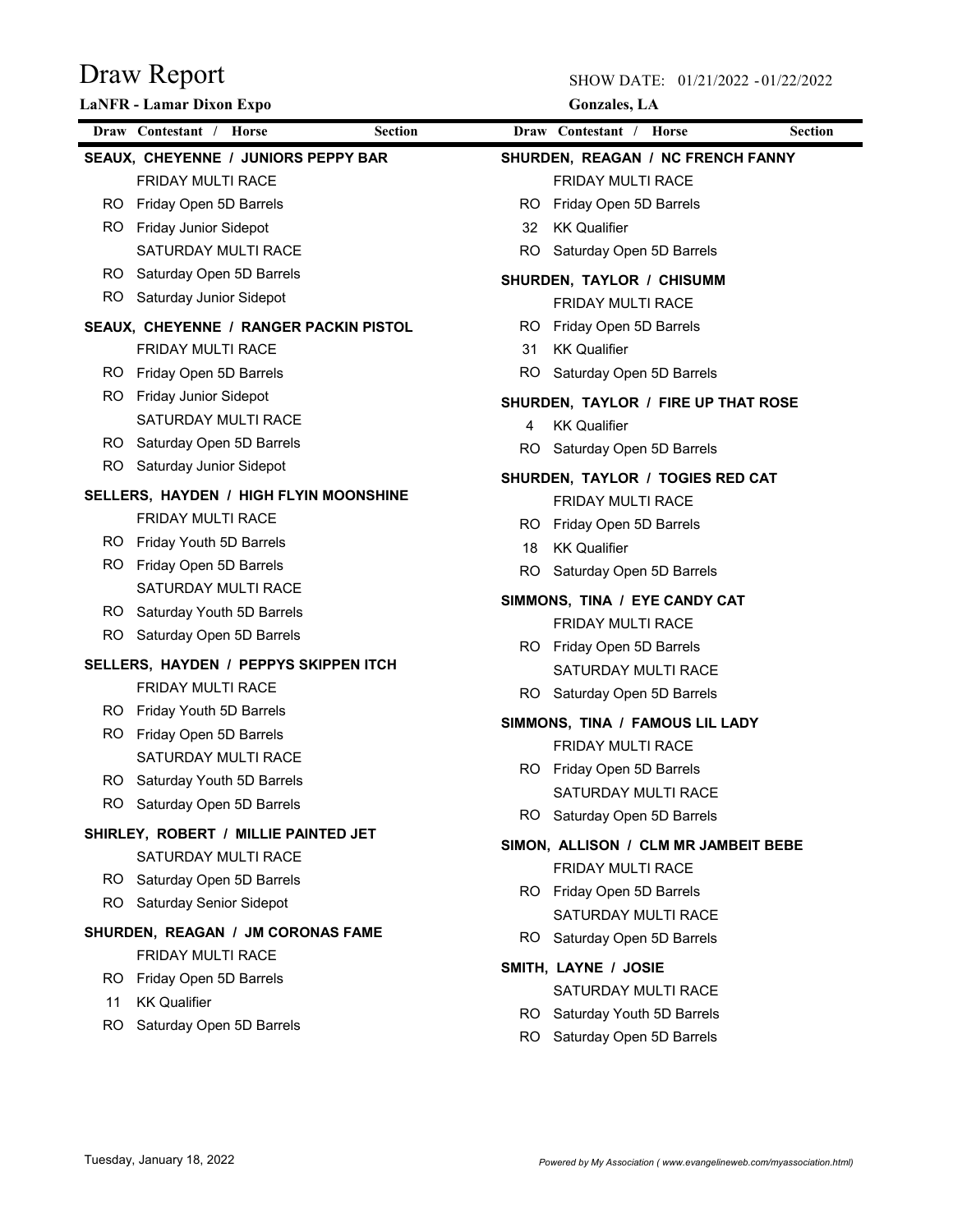# Draw Report

**LaNFR - Lamar Dixon Expo**

SHOW DATE: 01/21/2022 - 01/22/2022

**Gonzales, LA**

| Draw | Contestant / Horse | Section |
|---|---|---|
| | **SEAUX, CHEYENNE / JUNIORS PEPPY BAR** | |
| | FRIDAY MULTI RACE | |
| RO | Friday Open 5D Barrels | |
| RO | Friday Junior Sidepot | |
| | SATURDAY MULTI RACE | |
| RO | Saturday Open 5D Barrels | |
| RO | Saturday Junior Sidepot | |
| | **SEAUX, CHEYENNE / RANGER PACKIN PISTOL** | |
| | FRIDAY MULTI RACE | |
| RO | Friday Open 5D Barrels | |
| RO | Friday Junior Sidepot | |
| | SATURDAY MULTI RACE | |
| RO | Saturday Open 5D Barrels | |
| RO | Saturday Junior Sidepot | |
| | **SELLERS, HAYDEN / HIGH FLYIN MOONSHINE** | |
| | FRIDAY MULTI RACE | |
| RO | Friday Youth 5D Barrels | |
| RO | Friday Open 5D Barrels | |
| | SATURDAY MULTI RACE | |
| RO | Saturday Youth 5D Barrels | |
| RO | Saturday Open 5D Barrels | |
| | **SELLERS, HAYDEN / PEPPYS SKIPPEN ITCH** | |
| | FRIDAY MULTI RACE | |
| RO | Friday Youth 5D Barrels | |
| RO | Friday Open 5D Barrels | |
| | SATURDAY MULTI RACE | |
| RO | Saturday Youth 5D Barrels | |
| RO | Saturday Open 5D Barrels | |
| | **SHIRLEY, ROBERT / MILLIE PAINTED JET** | |
| | SATURDAY MULTI RACE | |
| RO | Saturday Open 5D Barrels | |
| RO | Saturday Senior Sidepot | |
| | **SHURDEN, REAGAN / JM CORONAS FAME** | |
| | FRIDAY MULTI RACE | |
| RO | Friday Open 5D Barrels | |
| 11 | KK Qualifier | |
| RO | Saturday Open 5D Barrels | |
| | **SHURDEN, REAGAN / NC FRENCH FANNY** | |
| | FRIDAY MULTI RACE | |
| RO | Friday Open 5D Barrels | |
| 32 | KK Qualifier | |
| RO | Saturday Open 5D Barrels | |
| | **SHURDEN, TAYLOR / CHISUMM** | |
| | FRIDAY MULTI RACE | |
| RO | Friday Open 5D Barrels | |
| 31 | KK Qualifier | |
| RO | Saturday Open 5D Barrels | |
| | **SHURDEN, TAYLOR / FIRE UP THAT ROSE** | |
| 4 | KK Qualifier | |
| RO | Saturday Open 5D Barrels | |
| | **SHURDEN, TAYLOR / TOGIES RED CAT** | |
| | FRIDAY MULTI RACE | |
| RO | Friday Open 5D Barrels | |
| 18 | KK Qualifier | |
| RO | Saturday Open 5D Barrels | |
| | **SIMMONS, TINA / EYE CANDY CAT** | |
| | FRIDAY MULTI RACE | |
| RO | Friday Open 5D Barrels | |
| | SATURDAY MULTI RACE | |
| RO | Saturday Open 5D Barrels | |
| | **SIMMONS, TINA / FAMOUS LIL LADY** | |
| | FRIDAY MULTI RACE | |
| RO | Friday Open 5D Barrels | |
| | SATURDAY MULTI RACE | |
| RO | Saturday Open 5D Barrels | |
| | **SIMON, ALLISON / CLM MR JAMBEIT BEBE** | |
| | FRIDAY MULTI RACE | |
| RO | Friday Open 5D Barrels | |
| | SATURDAY MULTI RACE | |
| RO | Saturday Open 5D Barrels | |
| | **SMITH, LAYNE / JOSIE** | |
| | SATURDAY MULTI RACE | |
| RO | Saturday Youth 5D Barrels | |
| RO | Saturday Open 5D Barrels | |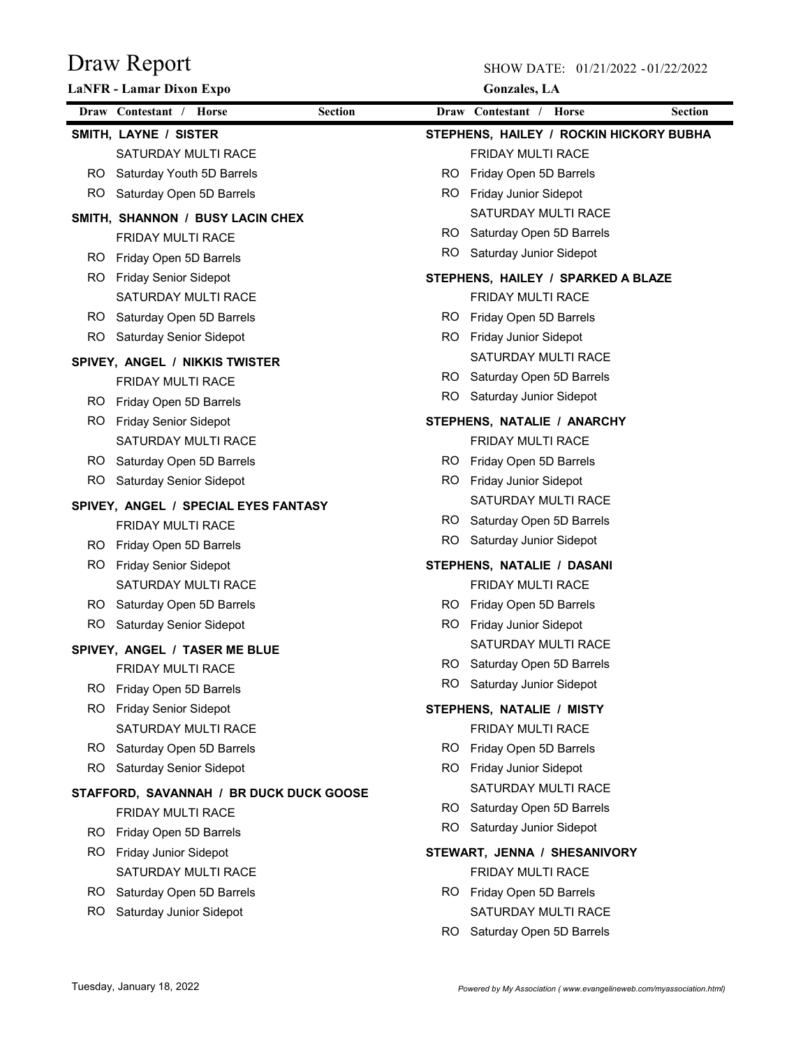# Draw Report

**LaNFR - Lamar Dixon Expo**

SHOW DATE: 01/21/2022 - 01/22/2022

**Gonzales, LA**

| Draw | Contestant / Horse | Section |
|---|---|---|
| | **SMITH, LAYNE / SISTER** | |
| | SATURDAY MULTI RACE | |
| RO | Saturday Youth 5D Barrels | |
| RO | Saturday Open 5D Barrels | |
| | **SMITH, SHANNON / BUSY LACIN CHEX** | |
| | FRIDAY MULTI RACE | |
| RO | Friday Open 5D Barrels | |
| RO | Friday Senior Sidepot | |
| | SATURDAY MULTI RACE | |
| RO | Saturday Open 5D Barrels | |
| RO | Saturday Senior Sidepot | |
| | **SPIVEY, ANGEL / NIKKIS TWISTER** | |
| | FRIDAY MULTI RACE | |
| RO | Friday Open 5D Barrels | |
| RO | Friday Senior Sidepot | |
| | SATURDAY MULTI RACE | |
| RO | Saturday Open 5D Barrels | |
| RO | Saturday Senior Sidepot | |
| | **SPIVEY, ANGEL / SPECIAL EYES FANTASY** | |
| | FRIDAY MULTI RACE | |
| RO | Friday Open 5D Barrels | |
| RO | Friday Senior Sidepot | |
| | SATURDAY MULTI RACE | |
| RO | Saturday Open 5D Barrels | |
| RO | Saturday Senior Sidepot | |
| | **SPIVEY, ANGEL / TASER ME BLUE** | |
| | FRIDAY MULTI RACE | |
| RO | Friday Open 5D Barrels | |
| RO | Friday Senior Sidepot | |
| | SATURDAY MULTI RACE | |
| RO | Saturday Open 5D Barrels | |
| RO | Saturday Senior Sidepot | |
| | **STAFFORD, SAVANNAH / BR DUCK DUCK GOOSE** | |
| | FRIDAY MULTI RACE | |
| RO | Friday Open 5D Barrels | |
| RO | Friday Junior Sidepot | |
| | SATURDAY MULTI RACE | |
| RO | Saturday Open 5D Barrels | |
| RO | Saturday Junior Sidepot | |
| | **STEPHENS, HAILEY / ROCKIN HICKORY BUBHA** | |
| | FRIDAY MULTI RACE | |
| RO | Friday Open 5D Barrels | |
| RO | Friday Junior Sidepot | |
| | SATURDAY MULTI RACE | |
| RO | Saturday Open 5D Barrels | |
| RO | Saturday Junior Sidepot | |
| | **STEPHENS, HAILEY / SPARKED A BLAZE** | |
| | FRIDAY MULTI RACE | |
| RO | Friday Open 5D Barrels | |
| RO | Friday Junior Sidepot | |
| | SATURDAY MULTI RACE | |
| RO | Saturday Open 5D Barrels | |
| RO | Saturday Junior Sidepot | |
| | **STEPHENS, NATALIE / ANARCHY** | |
| | FRIDAY MULTI RACE | |
| RO | Friday Open 5D Barrels | |
| RO | Friday Junior Sidepot | |
| | SATURDAY MULTI RACE | |
| RO | Saturday Open 5D Barrels | |
| RO | Saturday Junior Sidepot | |
| | **STEPHENS, NATALIE / DASANI** | |
| | FRIDAY MULTI RACE | |
| RO | Friday Open 5D Barrels | |
| RO | Friday Junior Sidepot | |
| | SATURDAY MULTI RACE | |
| RO | Saturday Open 5D Barrels | |
| RO | Saturday Junior Sidepot | |
| | **STEPHENS, NATALIE / MISTY** | |
| | FRIDAY MULTI RACE | |
| RO | Friday Open 5D Barrels | |
| RO | Friday Junior Sidepot | |
| | SATURDAY MULTI RACE | |
| RO | Saturday Open 5D Barrels | |
| RO | Saturday Junior Sidepot | |
| | **STEWART, JENNA / SHESANIVORY** | |
| | FRIDAY MULTI RACE | |
| RO | Friday Open 5D Barrels | |
| | SATURDAY MULTI RACE | |
| RO | Saturday Open 5D Barrels | |

Tuesday, January 18, 2022

*Powered by My Association ( www.evangelineweb.com/myassociation.html)*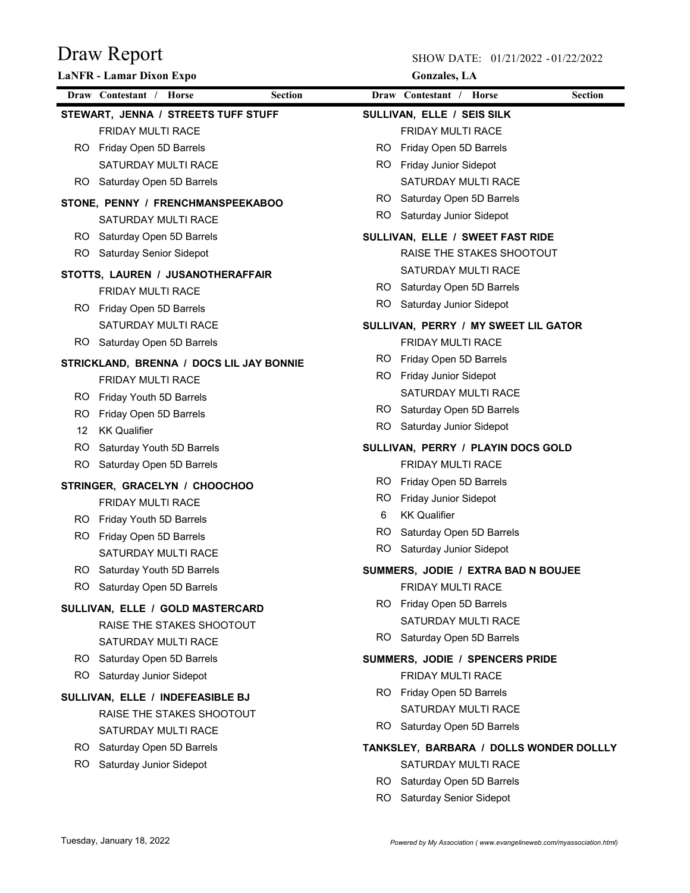# Draw Report

**LaNFR - Lamar Dixon Expo**

SHOW DATE: 01/21/2022 - 01/22/2022

**Gonzales, LA**

| Draw | Contestant / Horse | Section |
|---|---|---|
| | **STEWART, JENNA / STREETS TUFF STUFF** | |
| | FRIDAY MULTI RACE | |
| RO | Friday Open 5D Barrels | |
| | SATURDAY MULTI RACE | |
| RO | Saturday Open 5D Barrels | |
| | **STONE, PENNY / FRENCHMANSPEEKABOO** | |
| | SATURDAY MULTI RACE | |
| RO | Saturday Open 5D Barrels | |
| RO | Saturday Senior Sidepot | |
| | **STOTTS, LAUREN / JUSANOTHERAFFAIR** | |
| | FRIDAY MULTI RACE | |
| RO | Friday Open 5D Barrels | |
| | SATURDAY MULTI RACE | |
| RO | Saturday Open 5D Barrels | |
| | **STRICKLAND, BRENNA / DOCS LIL JAY BONNIE** | |
| | FRIDAY MULTI RACE | |
| RO | Friday Youth 5D Barrels | |
| RO | Friday Open 5D Barrels | |
| 12 | KK Qualifier | |
| RO | Saturday Youth 5D Barrels | |
| RO | Saturday Open 5D Barrels | |
| | **STRINGER, GRACELYN / CHOOCHOO** | |
| | FRIDAY MULTI RACE | |
| RO | Friday Youth 5D Barrels | |
| RO | Friday Open 5D Barrels | |
| | SATURDAY MULTI RACE | |
| RO | Saturday Youth 5D Barrels | |
| RO | Saturday Open 5D Barrels | |
| | **SULLIVAN, ELLE / GOLD MASTERCARD** | |
| | RAISE THE STAKES SHOOTOUT | |
| | SATURDAY MULTI RACE | |
| RO | Saturday Open 5D Barrels | |
| RO | Saturday Junior Sidepot | |
| | **SULLIVAN, ELLE / INDEFEASIBLE BJ** | |
| | RAISE THE STAKES SHOOTOUT | |
| | SATURDAY MULTI RACE | |
| RO | Saturday Open 5D Barrels | |
| RO | Saturday Junior Sidepot | |
| | **SULLIVAN, ELLE / SEIS SILK** | |
| | FRIDAY MULTI RACE | |
| RO | Friday Open 5D Barrels | |
| RO | Friday Junior Sidepot | |
| | SATURDAY MULTI RACE | |
| RO | Saturday Open 5D Barrels | |
| RO | Saturday Junior Sidepot | |
| | **SULLIVAN, ELLE / SWEET FAST RIDE** | |
| | RAISE THE STAKES SHOOTOUT | |
| | SATURDAY MULTI RACE | |
| RO | Saturday Open 5D Barrels | |
| RO | Saturday Junior Sidepot | |
| | **SULLIVAN, PERRY / MY SWEET LIL GATOR** | |
| | FRIDAY MULTI RACE | |
| RO | Friday Open 5D Barrels | |
| RO | Friday Junior Sidepot | |
| | SATURDAY MULTI RACE | |
| RO | Saturday Open 5D Barrels | |
| RO | Saturday Junior Sidepot | |
| | **SULLIVAN, PERRY / PLAYIN DOCS GOLD** | |
| | FRIDAY MULTI RACE | |
| RO | Friday Open 5D Barrels | |
| RO | Friday Junior Sidepot | |
| 6 | KK Qualifier | |
| RO | Saturday Open 5D Barrels | |
| RO | Saturday Junior Sidepot | |
| | **SUMMERS, JODIE / EXTRA BAD N BOUJEE** | |
| | FRIDAY MULTI RACE | |
| RO | Friday Open 5D Barrels | |
| | SATURDAY MULTI RACE | |
| RO | Saturday Open 5D Barrels | |
| | **SUMMERS, JODIE / SPENCERS PRIDE** | |
| | FRIDAY MULTI RACE | |
| RO | Friday Open 5D Barrels | |
| | SATURDAY MULTI RACE | |
| RO | Saturday Open 5D Barrels | |
| | **TANKSLEY, BARBARA / DOLLS WONDER DOLLLY** | |
| | SATURDAY MULTI RACE | |
| RO | Saturday Open 5D Barrels | |
| RO | Saturday Senior Sidepot | |

Tuesday, January 18, 2022

*Powered by My Association ( www.evangelineweb.com/myassociation.html)*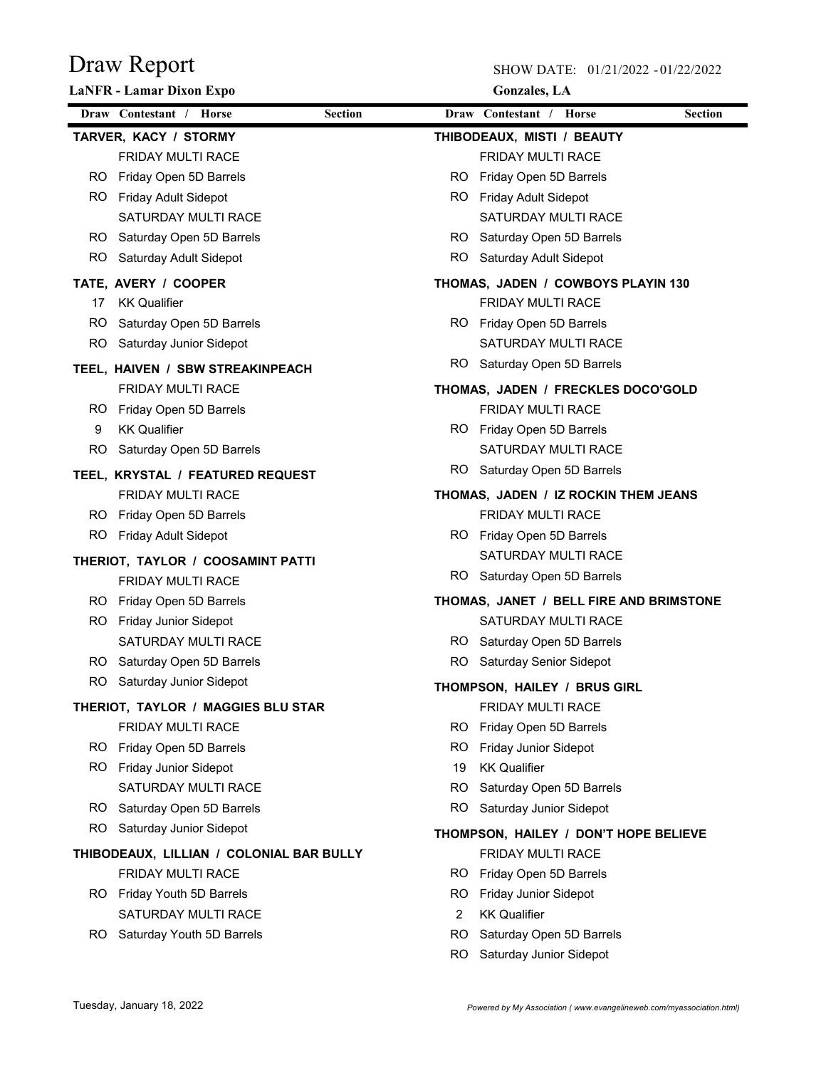# Draw Report

**LaNFR - Lamar Dixon Expo**

SHOW DATE: 01/21/2022 - 01/22/2022

**Gonzales, LA**

| Draw | Contestant / Horse | Section |
|---|---|---|
| | **TARVER, KACY / STORMY** | |
| | FRIDAY MULTI RACE | |
| RO | Friday Open 5D Barrels | |
| RO | Friday Adult Sidepot | |
| | SATURDAY MULTI RACE | |
| RO | Saturday Open 5D Barrels | |
| RO | Saturday Adult Sidepot | |
| | **TATE, AVERY / COOPER** | |
| 17 | KK Qualifier | |
| RO | Saturday Open 5D Barrels | |
| RO | Saturday Junior Sidepot | |
| | **TEEL, HAIVEN / SBW STREAKINPEACH** | |
| | FRIDAY MULTI RACE | |
| RO | Friday Open 5D Barrels | |
| 9 | KK Qualifier | |
| RO | Saturday Open 5D Barrels | |
| | **TEEL, KRYSTAL / FEATURED REQUEST** | |
| | FRIDAY MULTI RACE | |
| RO | Friday Open 5D Barrels | |
| RO | Friday Adult Sidepot | |
| | **THERIOT, TAYLOR / COOSAMINT PATTI** | |
| | FRIDAY MULTI RACE | |
| RO | Friday Open 5D Barrels | |
| RO | Friday Junior Sidepot | |
| | SATURDAY MULTI RACE | |
| RO | Saturday Open 5D Barrels | |
| RO | Saturday Junior Sidepot | |
| | **THERIOT, TAYLOR / MAGGIES BLU STAR** | |
| | FRIDAY MULTI RACE | |
| RO | Friday Open 5D Barrels | |
| RO | Friday Junior Sidepot | |
| | SATURDAY MULTI RACE | |
| RO | Saturday Open 5D Barrels | |
| RO | Saturday Junior Sidepot | |
| | **THIBODEAUX, LILLIAN / COLONIAL BAR BULLY** | |
| | FRIDAY MULTI RACE | |
| RO | Friday Youth 5D Barrels | |
| | SATURDAY MULTI RACE | |
| RO | Saturday Youth 5D Barrels | |
| | **THIBODEAUX, MISTI / BEAUTY** | |
| | FRIDAY MULTI RACE | |
| RO | Friday Open 5D Barrels | |
| RO | Friday Adult Sidepot | |
| | SATURDAY MULTI RACE | |
| RO | Saturday Open 5D Barrels | |
| RO | Saturday Adult Sidepot | |
| | **THOMAS, JADEN / COWBOYS PLAYIN 130** | |
| | FRIDAY MULTI RACE | |
| RO | Friday Open 5D Barrels | |
| | SATURDAY MULTI RACE | |
| RO | Saturday Open 5D Barrels | |
| | **THOMAS, JADEN / FRECKLES DOCO'GOLD** | |
| | FRIDAY MULTI RACE | |
| RO | Friday Open 5D Barrels | |
| | SATURDAY MULTI RACE | |
| RO | Saturday Open 5D Barrels | |
| | **THOMAS, JADEN / IZ ROCKIN THEM JEANS** | |
| | FRIDAY MULTI RACE | |
| RO | Friday Open 5D Barrels | |
| | SATURDAY MULTI RACE | |
| RO | Saturday Open 5D Barrels | |
| | **THOMAS, JANET / BELL FIRE AND BRIMSTONE** | |
| | SATURDAY MULTI RACE | |
| RO | Saturday Open 5D Barrels | |
| RO | Saturday Senior Sidepot | |
| | **THOMPSON, HAILEY / BRUS GIRL** | |
| | FRIDAY MULTI RACE | |
| RO | Friday Open 5D Barrels | |
| RO | Friday Junior Sidepot | |
| 19 | KK Qualifier | |
| RO | Saturday Open 5D Barrels | |
| RO | Saturday Junior Sidepot | |
| | **THOMPSON, HAILEY / DON'T HOPE BELIEVE** | |
| | FRIDAY MULTI RACE | |
| RO | Friday Open 5D Barrels | |
| RO | Friday Junior Sidepot | |
| 2 | KK Qualifier | |
| RO | Saturday Open 5D Barrels | |
| RO | Saturday Junior Sidepot | |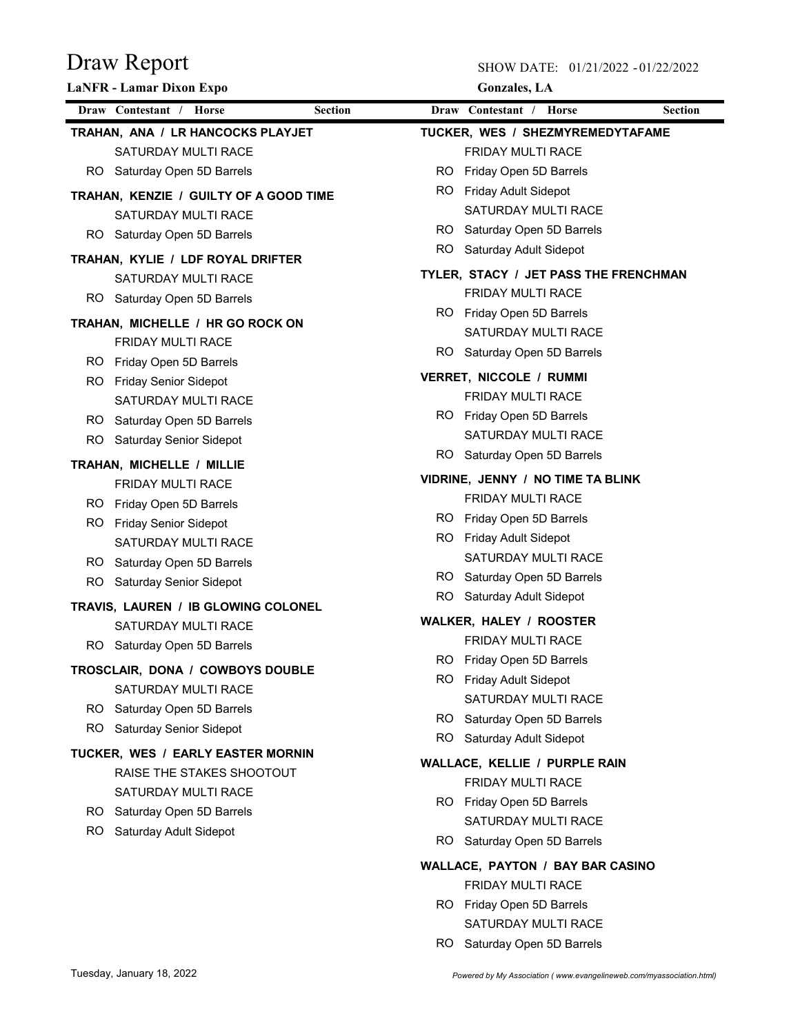# Draw Report

**LaNFR - Lamar Dixon Expo**

SHOW DATE: 01/21/2022 - 01/22/2022

**Gonzales, LA**

| Draw | Contestant / Horse | Section |
|---|---|---|
| | **TRAHAN, ANA / LR HANCOCKS PLAYJET** | |
| | SATURDAY MULTI RACE | |
| RO | Saturday Open 5D Barrels | |
| | **TRAHAN, KENZIE / GUILTY OF A GOOD TIME** | |
| | SATURDAY MULTI RACE | |
| RO | Saturday Open 5D Barrels | |
| | **TRAHAN, KYLIE / LDF ROYAL DRIFTER** | |
| | SATURDAY MULTI RACE | |
| RO | Saturday Open 5D Barrels | |
| | **TRAHAN, MICHELLE / HR GO ROCK ON** | |
| | FRIDAY MULTI RACE | |
| RO | Friday Open 5D Barrels | |
| RO | Friday Senior Sidepot | |
| | SATURDAY MULTI RACE | |
| RO | Saturday Open 5D Barrels | |
| RO | Saturday Senior Sidepot | |
| | **TRAHAN, MICHELLE / MILLIE** | |
| | FRIDAY MULTI RACE | |
| RO | Friday Open 5D Barrels | |
| RO | Friday Senior Sidepot | |
| | SATURDAY MULTI RACE | |
| RO | Saturday Open 5D Barrels | |
| RO | Saturday Senior Sidepot | |
| | **TRAVIS, LAUREN / IB GLOWING COLONEL** | |
| | SATURDAY MULTI RACE | |
| RO | Saturday Open 5D Barrels | |
| | **TROSCLAIR, DONA / COWBOYS DOUBLE** | |
| | SATURDAY MULTI RACE | |
| RO | Saturday Open 5D Barrels | |
| RO | Saturday Senior Sidepot | |
| | **TUCKER, WES / EARLY EASTER MORNIN** | |
| | RAISE THE STAKES SHOOTOUT | |
| | SATURDAY MULTI RACE | |
| RO | Saturday Open 5D Barrels | |
| RO | Saturday Adult Sidepot | |
| | **TUCKER, WES / SHEZMYREMEDYTAFAME** | |
| | FRIDAY MULTI RACE | |
| RO | Friday Open 5D Barrels | |
| RO | Friday Adult Sidepot | |
| | SATURDAY MULTI RACE | |
| RO | Saturday Open 5D Barrels | |
| RO | Saturday Adult Sidepot | |
| | **TYLER, STACY / JET PASS THE FRENCHMAN** | |
| | FRIDAY MULTI RACE | |
| RO | Friday Open 5D Barrels | |
| | SATURDAY MULTI RACE | |
| RO | Saturday Open 5D Barrels | |
| | **VERRET, NICCOLE / RUMMI** | |
| | FRIDAY MULTI RACE | |
| RO | Friday Open 5D Barrels | |
| | SATURDAY MULTI RACE | |
| RO | Saturday Open 5D Barrels | |
| | **VIDRINE, JENNY / NO TIME TA BLINK** | |
| | FRIDAY MULTI RACE | |
| RO | Friday Open 5D Barrels | |
| RO | Friday Adult Sidepot | |
| | SATURDAY MULTI RACE | |
| RO | Saturday Open 5D Barrels | |
| RO | Saturday Adult Sidepot | |
| | **WALKER, HALEY / ROOSTER** | |
| | FRIDAY MULTI RACE | |
| RO | Friday Open 5D Barrels | |
| RO | Friday Adult Sidepot | |
| | SATURDAY MULTI RACE | |
| RO | Saturday Open 5D Barrels | |
| RO | Saturday Adult Sidepot | |
| | **WALLACE, KELLIE / PURPLE RAIN** | |
| | FRIDAY MULTI RACE | |
| RO | Friday Open 5D Barrels | |
| | SATURDAY MULTI RACE | |
| RO | Saturday Open 5D Barrels | |
| | **WALLACE, PAYTON / BAY BAR CASINO** | |
| | FRIDAY MULTI RACE | |
| RO | Friday Open 5D Barrels | |
| | SATURDAY MULTI RACE | |
| RO | Saturday Open 5D Barrels | |

Tuesday, January 18, 2022

*Powered by My Association ( www.evangelineweb.com/myassociation.html)*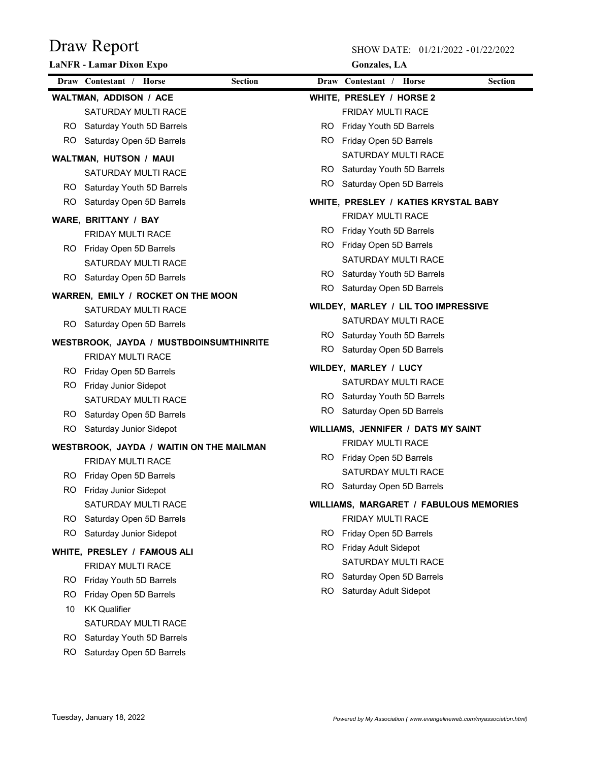# Draw Report

**LaNFR - Lamar Dixon Expo**

SHOW DATE: 01/21/2022 - 01/22/2022

**Gonzales, LA**

| Draw | Contestant / Horse | Section |
|---|---|---|
| | **WALTMAN, ADDISON / ACE** | |
| | SATURDAY MULTI RACE | |
| RO | Saturday Youth 5D Barrels | |
| RO | Saturday Open 5D Barrels | |
| | **WALTMAN, HUTSON / MAUI** | |
| | SATURDAY MULTI RACE | |
| RO | Saturday Youth 5D Barrels | |
| RO | Saturday Open 5D Barrels | |
| | **WARE, BRITTANY / BAY** | |
| | FRIDAY MULTI RACE | |
| RO | Friday Open 5D Barrels | |
| | SATURDAY MULTI RACE | |
| RO | Saturday Open 5D Barrels | |
| | **WARREN, EMILY / ROCKET ON THE MOON** | |
| | SATURDAY MULTI RACE | |
| RO | Saturday Open 5D Barrels | |
| | **WESTBROOK, JAYDA / MUSTBDOINSUMTHINRITE** | |
| | FRIDAY MULTI RACE | |
| RO | Friday Open 5D Barrels | |
| RO | Friday Junior Sidepot | |
| | SATURDAY MULTI RACE | |
| RO | Saturday Open 5D Barrels | |
| RO | Saturday Junior Sidepot | |
| | **WESTBROOK, JAYDA / WAITIN ON THE MAILMAN** | |
| | FRIDAY MULTI RACE | |
| RO | Friday Open 5D Barrels | |
| RO | Friday Junior Sidepot | |
| | SATURDAY MULTI RACE | |
| RO | Saturday Open 5D Barrels | |
| RO | Saturday Junior Sidepot | |
| | **WHITE, PRESLEY / FAMOUS ALI** | |
| | FRIDAY MULTI RACE | |
| RO | Friday Youth 5D Barrels | |
| RO | Friday Open 5D Barrels | |
| 10 | KK Qualifier | |
| | SATURDAY MULTI RACE | |
| RO | Saturday Youth 5D Barrels | |
| RO | Saturday Open 5D Barrels | |
| | **WHITE, PRESLEY / HORSE 2** | |
| | FRIDAY MULTI RACE | |
| RO | Friday Youth 5D Barrels | |
| RO | Friday Open 5D Barrels | |
| | SATURDAY MULTI RACE | |
| RO | Saturday Youth 5D Barrels | |
| RO | Saturday Open 5D Barrels | |
| | **WHITE, PRESLEY / KATIES KRYSTAL BABY** | |
| | FRIDAY MULTI RACE | |
| RO | Friday Youth 5D Barrels | |
| RO | Friday Open 5D Barrels | |
| | SATURDAY MULTI RACE | |
| RO | Saturday Youth 5D Barrels | |
| RO | Saturday Open 5D Barrels | |
| | **WILDEY, MARLEY / LIL TOO IMPRESSIVE** | |
| | SATURDAY MULTI RACE | |
| RO | Saturday Youth 5D Barrels | |
| RO | Saturday Open 5D Barrels | |
| | **WILDEY, MARLEY / LUCY** | |
| | SATURDAY MULTI RACE | |
| RO | Saturday Youth 5D Barrels | |
| RO | Saturday Open 5D Barrels | |
| | **WILLIAMS, JENNIFER / DATS MY SAINT** | |
| | FRIDAY MULTI RACE | |
| RO | Friday Open 5D Barrels | |
| | SATURDAY MULTI RACE | |
| RO | Saturday Open 5D Barrels | |
| | **WILLIAMS, MARGARET / FABULOUS MEMORIES** | |
| | FRIDAY MULTI RACE | |
| RO | Friday Open 5D Barrels | |
| RO | Friday Adult Sidepot | |
| | SATURDAY MULTI RACE | |
| RO | Saturday Open 5D Barrels | |
| RO | Saturday Adult Sidepot | |